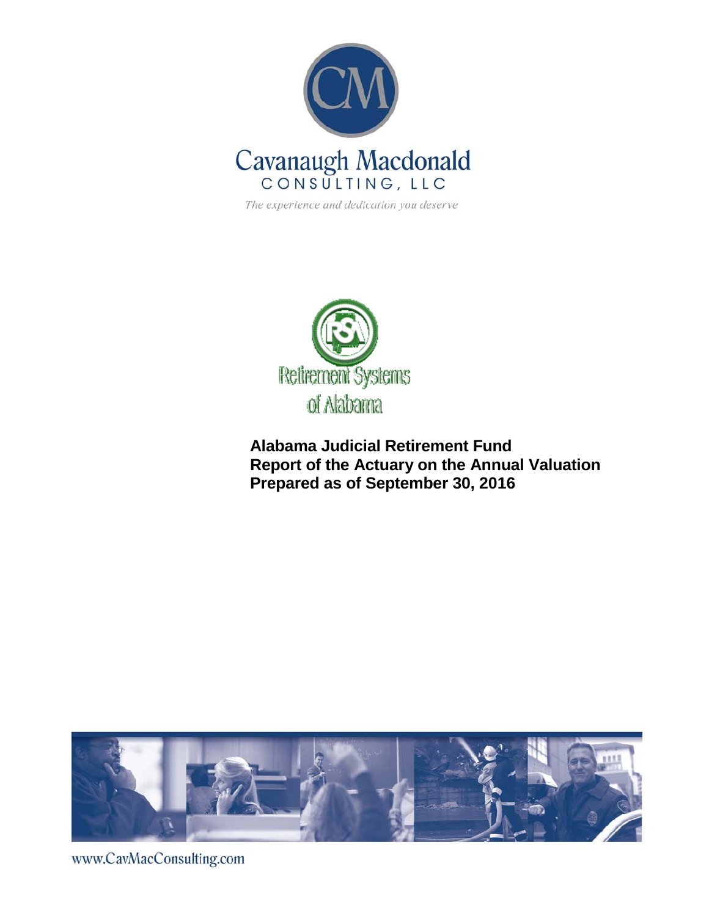Cavanaugh Macdonald

CONSULTING, LLC

*The experience and dedication you deserve*

Retirement Systems of Alabama

**Alabama Judicial Retirement Fund**
**Report of the Actuary on the Annual Valuation**
**Prepared as of September 30, 2016**

www.CavMacConsulting.com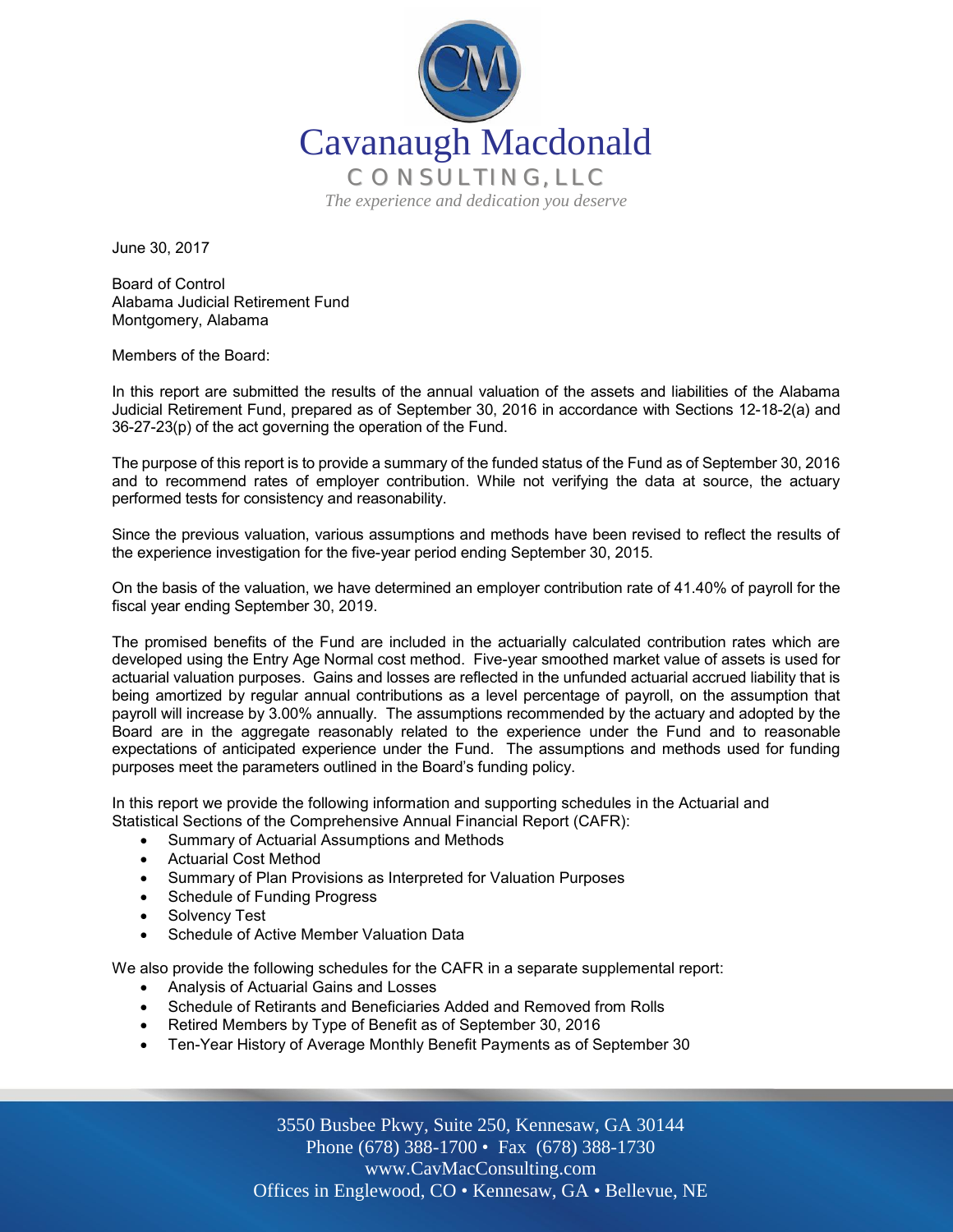# Cavanaugh Macdonald

CONSULTING, LLC

*The experience and dedication you deserve*

June 30, 2017

Board of Control
Alabama Judicial Retirement Fund
Montgomery, Alabama

Members of the Board:

In this report are submitted the results of the annual valuation of the assets and liabilities of the Alabama Judicial Retirement Fund, prepared as of September 30, 2016 in accordance with Sections 12-18-2(a) and 36-27-23(p) of the act governing the operation of the Fund.

The purpose of this report is to provide a summary of the funded status of the Fund as of September 30, 2016 and to recommend rates of employer contribution. While not verifying the data at source, the actuary performed tests for consistency and reasonability.

Since the previous valuation, various assumptions and methods have been revised to reflect the results of the experience investigation for the five-year period ending September 30, 2015.

On the basis of the valuation, we have determined an employer contribution rate of 41.40% of payroll for the fiscal year ending September 30, 2019.

The promised benefits of the Fund are included in the actuarially calculated contribution rates which are developed using the Entry Age Normal cost method. Five-year smoothed market value of assets is used for actuarial valuation purposes. Gains and losses are reflected in the unfunded actuarial accrued liability that is being amortized by regular annual contributions as a level percentage of payroll, on the assumption that payroll will increase by 3.00% annually. The assumptions recommended by the actuary and adopted by the Board are in the aggregate reasonably related to the experience under the Fund and to reasonable expectations of anticipated experience under the Fund. The assumptions and methods used for funding purposes meet the parameters outlined in the Board's funding policy.

In this report we provide the following information and supporting schedules in the Actuarial and Statistical Sections of the Comprehensive Annual Financial Report (CAFR):

- Summary of Actuarial Assumptions and Methods
- Actuarial Cost Method
- Summary of Plan Provisions as Interpreted for Valuation Purposes
- Schedule of Funding Progress
- Solvency Test
- Schedule of Active Member Valuation Data

We also provide the following schedules for the CAFR in a separate supplemental report:

- Analysis of Actuarial Gains and Losses
- Schedule of Retirants and Beneficiaries Added and Removed from Rolls
- Retired Members by Type of Benefit as of September 30, 2016
- Ten-Year History of Average Monthly Benefit Payments as of September 30

3550 Busbee Pkwy, Suite 250, Kennesaw, GA 30144
Phone (678) 388-1700 • Fax (678) 388-1730
www.CavMacConsulting.com
Offices in Englewood, CO • Kennesaw, GA • Bellevue, NE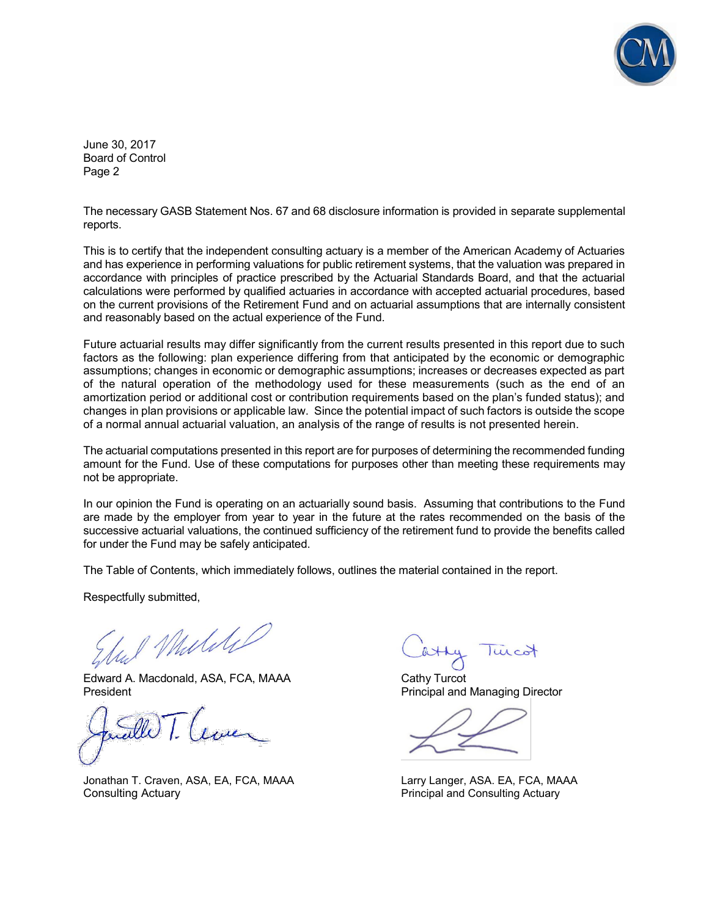June 30, 2017
Board of Control

The necessary GASB Statement Nos. 67 and 68 disclosure information is provided in separate supplemental reports.

This is to certify that the independent consulting actuary is a member of the American Academy of Actuaries and has experience in performing valuations for public retirement systems, that the valuation was prepared in accordance with principles of practice prescribed by the Actuarial Standards Board, and that the actuarial calculations were performed by qualified actuaries in accordance with accepted actuarial procedures, based on the current provisions of the Retirement Fund and on actuarial assumptions that are internally consistent and reasonably based on the actual experience of the Fund.

Future actuarial results may differ significantly from the current results presented in this report due to such factors as the following: plan experience differing from that anticipated by the economic or demographic assumptions; changes in economic or demographic assumptions; increases or decreases expected as part of the natural operation of the methodology used for these measurements (such as the end of an amortization period or additional cost or contribution requirements based on the plan's funded status); and changes in plan provisions or applicable law. Since the potential impact of such factors is outside the scope of a normal annual actuarial valuation, an analysis of the range of results is not presented herein.

The actuarial computations presented in this report are for purposes of determining the recommended funding amount for the Fund. Use of these computations for purposes other than meeting these requirements may not be appropriate.

In our opinion the Fund is operating on an actuarially sound basis. Assuming that contributions to the Fund are made by the employer from year to year in the future at the rates recommended on the basis of the successive actuarial valuations, the continued sufficiency of the retirement fund to provide the benefits called for under the Fund may be safely anticipated.

The Table of Contents, which immediately follows, outlines the material contained in the report.

Respectfully submitted,

Edward A. Macdonald, ASA, FCA, MAAA
President

Cathy Turcot
Principal and Managing Director

Jonathan T. Craven, ASA, EA, FCA, MAAA
Consulting Actuary

Larry Langer, ASA. EA, FCA, MAAA
Principal and Consulting Actuary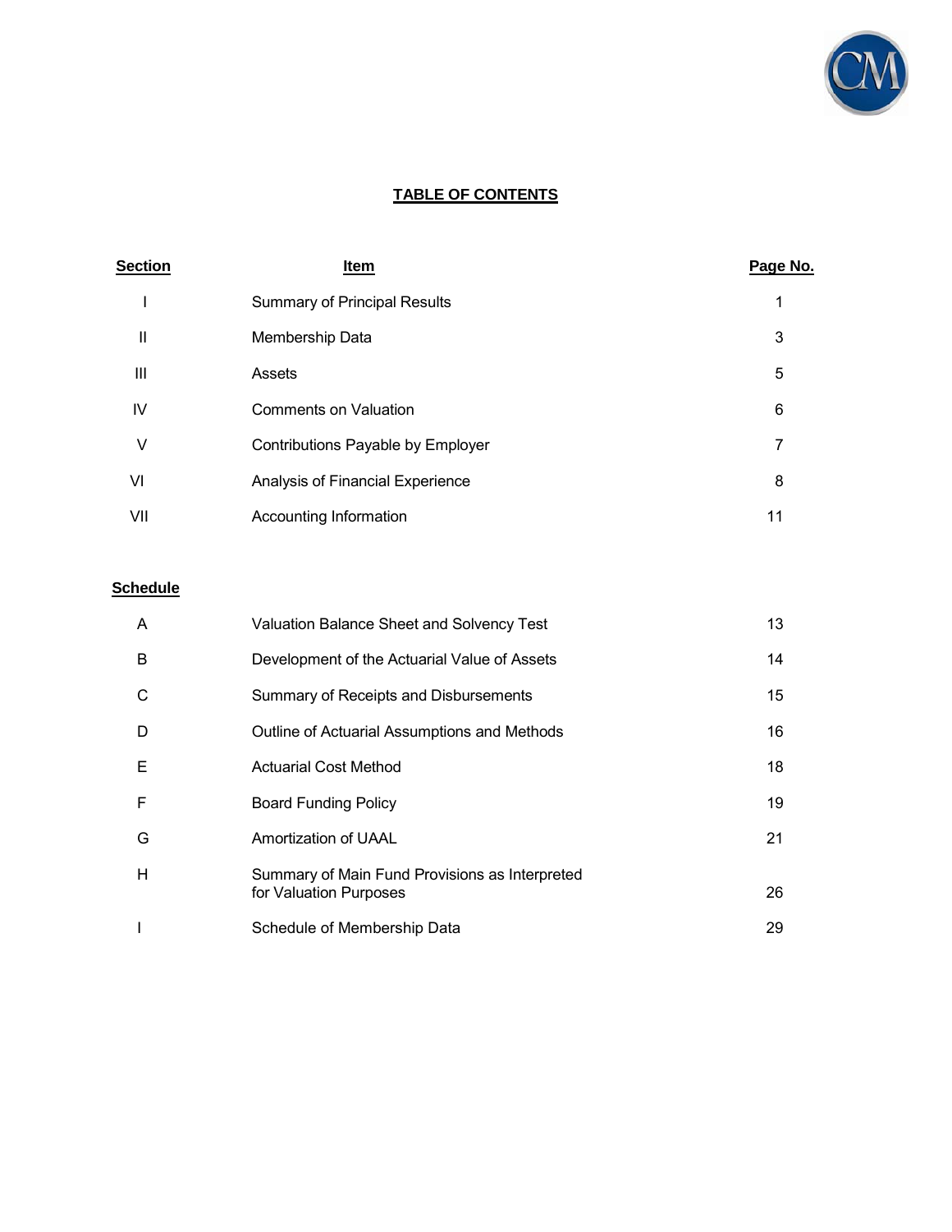# TABLE OF CONTENTS

| Section | Item | Page No. |
|---|---|---|
| I | Summary of Principal Results | 1 |
| II | Membership Data | 3 |
| III | Assets | 5 |
| IV | Comments on Valuation | 6 |
| V | Contributions Payable by Employer | 7 |
| VI | Analysis of Financial Experience | 8 |
| VII | Accounting Information | 11 |

| Schedule | | |
|---|---|---|
| A | Valuation Balance Sheet and Solvency Test | 13 |
| B | Development of the Actuarial Value of Assets | 14 |
| C | Summary of Receipts and Disbursements | 15 |
| D | Outline of Actuarial Assumptions and Methods | 16 |
| E | Actuarial Cost Method | 18 |
| F | Board Funding Policy | 19 |
| G | Amortization of UAAL | 21 |
| H | Summary of Main Fund Provisions as Interpreted for Valuation Purposes | 26 |
| I | Schedule of Membership Data | 29 |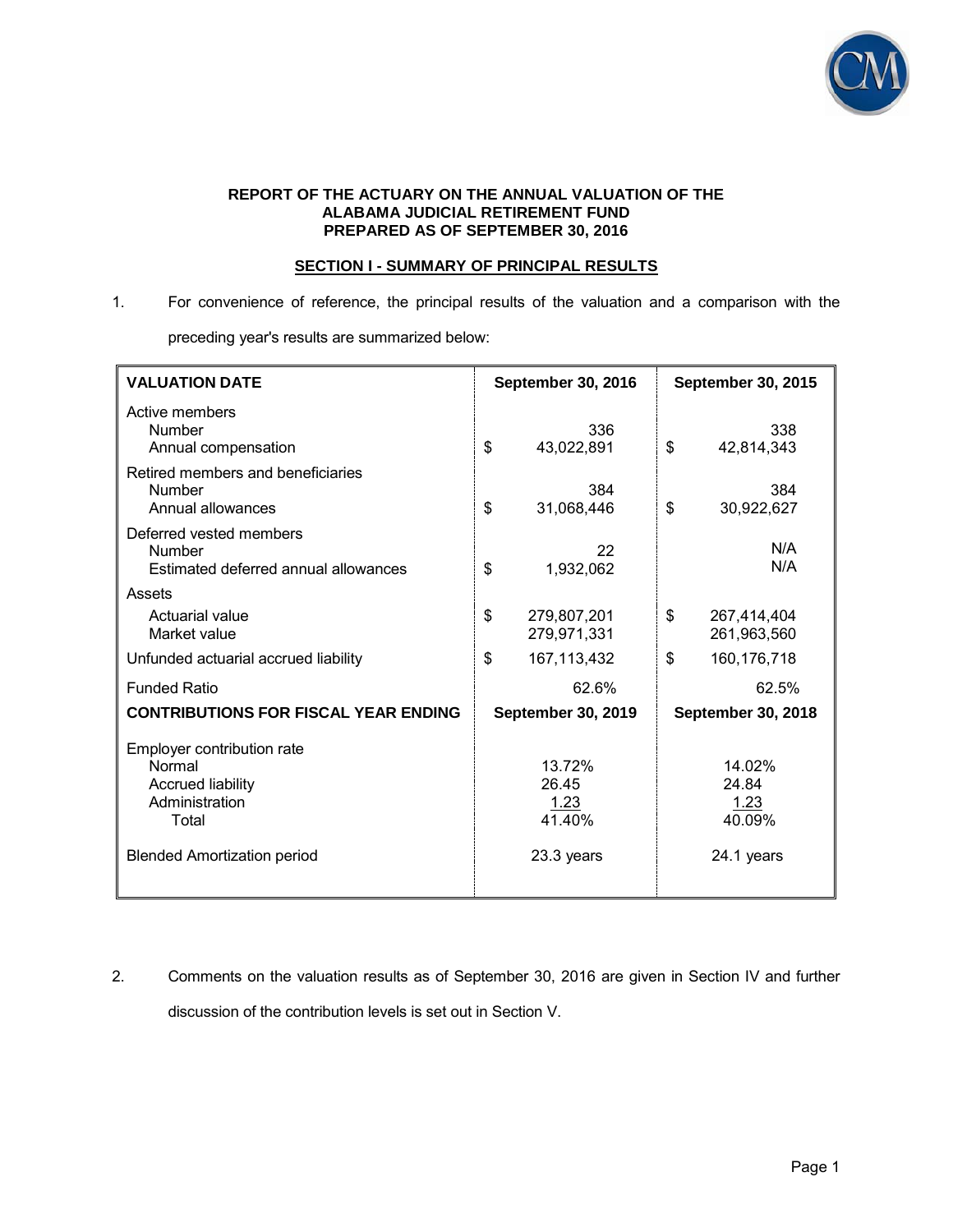**REPORT OF THE ACTUARY ON THE ANNUAL VALUATION OF THE ALABAMA JUDICIAL RETIREMENT FUND PREPARED AS OF SEPTEMBER 30, 2016**

## SECTION I - SUMMARY OF PRINCIPAL RESULTS

1. For convenience of reference, the principal results of the valuation and a comparison with the preceding year's results are summarized below:

| VALUATION DATE | September 30, 2016 | September 30, 2015 |
|---|---|---|
| Active members | | |
| Number | 336 | 338 |
| Annual compensation | $ 43,022,891 | $ 42,814,343 |
| Retired members and beneficiaries | | |
| Number | 384 | 384 |
| Annual allowances | $ 31,068,446 | $ 30,922,627 |
| Deferred vested members | | |
| Number | 22 | N/A |
| Estimated deferred annual allowances | $ 1,932,062 | N/A |
| Assets | | |
| Actuarial value | $ 279,807,201 | $ 267,414,404 |
| Market value | 279,971,331 | 261,963,560 |
| Unfunded actuarial accrued liability | $ 167,113,432 | $ 160,176,718 |
| Funded Ratio | 62.6% | 62.5% |
| **CONTRIBUTIONS FOR FISCAL YEAR ENDING** | **September 30, 2019** | **September 30, 2018** |
| Employer contribution rate | | |
| Normal | 13.72% | 14.02% |
| Accrued liability | 26.45 | 24.84 |
| Administration | 1.23 | 1.23 |
| Total | 41.40% | 40.09% |
| Blended Amortization period | 23.3 years | 24.1 years |

2. Comments on the valuation results as of September 30, 2016 are given in Section IV and further discussion of the contribution levels is set out in Section V.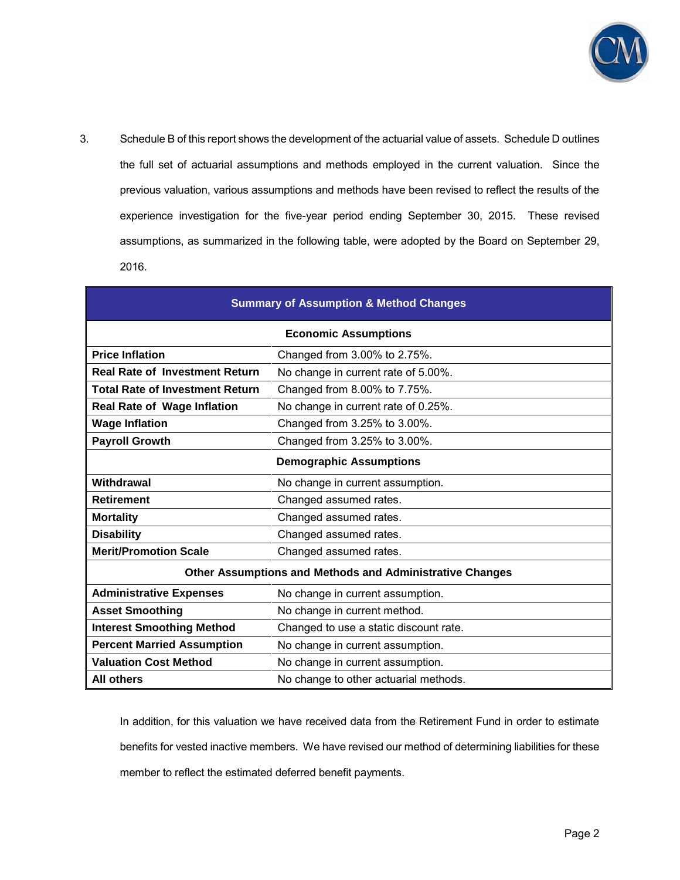3. Schedule B of this report shows the development of the actuarial value of assets. Schedule D outlines the full set of actuarial assumptions and methods employed in the current valuation. Since the previous valuation, various assumptions and methods have been revised to reflect the results of the experience investigation for the five-year period ending September 30, 2015. These revised assumptions, as summarized in the following table, were adopted by the Board on September 29, 2016.

| Summary of Assumption & Method Changes | |
|---|---|
| **Economic Assumptions** | |
| **Price Inflation** | Changed from 3.00% to 2.75%. |
| **Real Rate of Investment Return** | No change in current rate of 5.00%. |
| **Total Rate of Investment Return** | Changed from 8.00% to 7.75%. |
| **Real Rate of Wage Inflation** | No change in current rate of 0.25%. |
| **Wage Inflation** | Changed from 3.25% to 3.00%. |
| **Payroll Growth** | Changed from 3.25% to 3.00%. |
| **Demographic Assumptions** | |
| **Withdrawal** | No change in current assumption. |
| **Retirement** | Changed assumed rates. |
| **Mortality** | Changed assumed rates. |
| **Disability** | Changed assumed rates. |
| **Merit/Promotion Scale** | Changed assumed rates. |
| **Other Assumptions and Methods and Administrative Changes** | |
| **Administrative Expenses** | No change in current assumption. |
| **Asset Smoothing** | No change in current method. |
| **Interest Smoothing Method** | Changed to use a static discount rate. |
| **Percent Married Assumption** | No change in current assumption. |
| **Valuation Cost Method** | No change in current assumption. |
| **All others** | No change to other actuarial methods. |

In addition, for this valuation we have received data from the Retirement Fund in order to estimate benefits for vested inactive members. We have revised our method of determining liabilities for these member to reflect the estimated deferred benefit payments.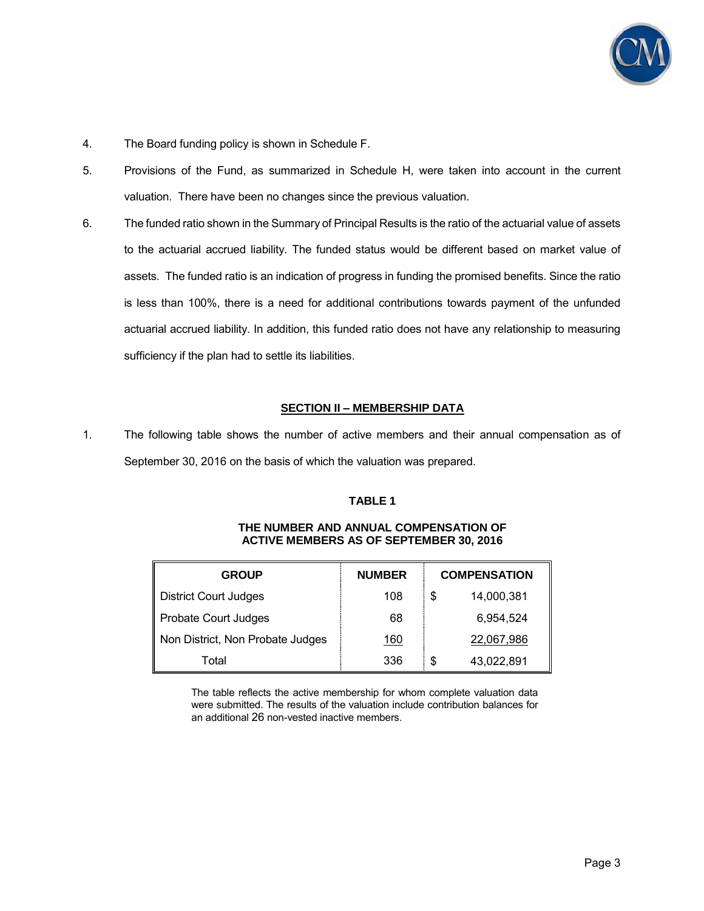4. The Board funding policy is shown in Schedule F.

5. Provisions of the Fund, as summarized in Schedule H, were taken into account in the current valuation. There have been no changes since the previous valuation.

6. The funded ratio shown in the Summary of Principal Results is the ratio of the actuarial value of assets to the actuarial accrued liability. The funded status would be different based on market value of assets. The funded ratio is an indication of progress in funding the promised benefits. Since the ratio is less than 100%, there is a need for additional contributions towards payment of the unfunded actuarial accrued liability. In addition, this funded ratio does not have any relationship to measuring sufficiency if the plan had to settle its liabilities.

## SECTION II – MEMBERSHIP DATA

1. The following table shows the number of active members and their annual compensation as of September 30, 2016 on the basis of which the valuation was prepared.

**TABLE 1**

**THE NUMBER AND ANNUAL COMPENSATION OF ACTIVE MEMBERS AS OF SEPTEMBER 30, 2016**

| GROUP | NUMBER | COMPENSATION |
|---|---|---|
| District Court Judges | 108 | $ 14,000,381 |
| Probate Court Judges | 68 | 6,954,524 |
| Non District, Non Probate Judges | 160 | 22,067,986 |
| Total | 336 | $ 43,022,891 |

The table reflects the active membership for whom complete valuation data were submitted. The results of the valuation include contribution balances for an additional 26 non-vested inactive members.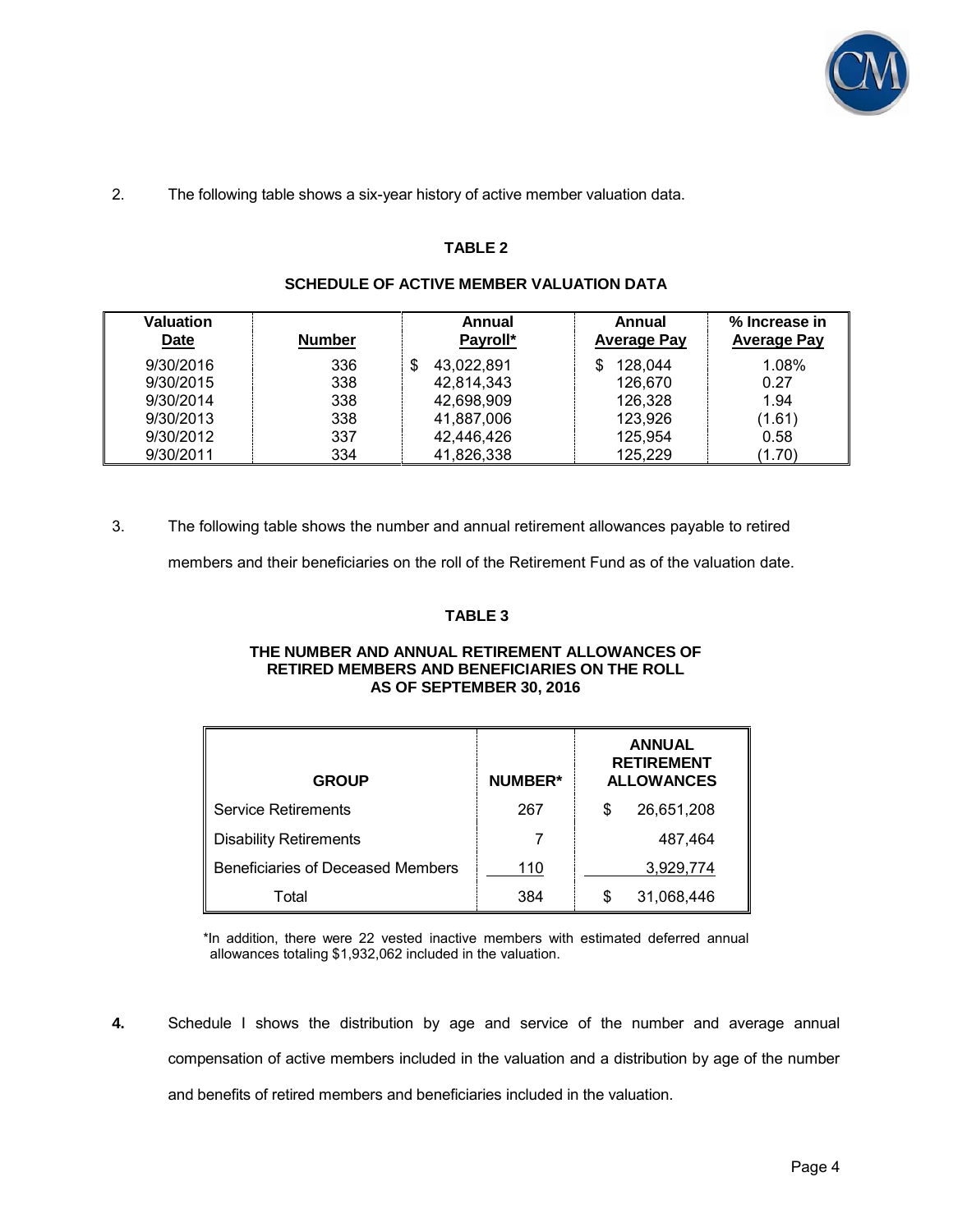2. The following table shows a six-year history of active member valuation data.

**TABLE 2**

**SCHEDULE OF ACTIVE MEMBER VALUATION DATA**

| Valuation Date | Number | Annual Payroll* | Annual Average Pay | % Increase in Average Pay |
|---|---|---|---|---|
| 9/30/2016 | 336 | $ 43,022,891 | $ 128,044 | 1.08% |
| 9/30/2015 | 338 | 42,814,343 | 126,670 | 0.27 |
| 9/30/2014 | 338 | 42,698,909 | 126,328 | 1.94 |
| 9/30/2013 | 338 | 41,887,006 | 123,926 | (1.61) |
| 9/30/2012 | 337 | 42,446,426 | 125,954 | 0.58 |
| 9/30/2011 | 334 | 41,826,338 | 125,229 | (1.70) |

3. The following table shows the number and annual retirement allowances payable to retired members and their beneficiaries on the roll of the Retirement Fund as of the valuation date.

**TABLE 3**

**THE NUMBER AND ANNUAL RETIREMENT ALLOWANCES OF RETIRED MEMBERS AND BENEFICIARIES ON THE ROLL AS OF SEPTEMBER 30, 2016**

| GROUP | NUMBER* | ANNUAL RETIREMENT ALLOWANCES |
|---|---|---|
| Service Retirements | 267 | $ 26,651,208 |
| Disability Retirements | 7 | 487,464 |
| Beneficiaries of Deceased Members | 110 | 3,929,774 |
| Total | 384 | $ 31,068,446 |

*In addition, there were 22 vested inactive members with estimated deferred annual allowances totaling $1,932,062 included in the valuation.

**4.** Schedule I shows the distribution by age and service of the number and average annual compensation of active members included in the valuation and a distribution by age of the number and benefits of retired members and beneficiaries included in the valuation.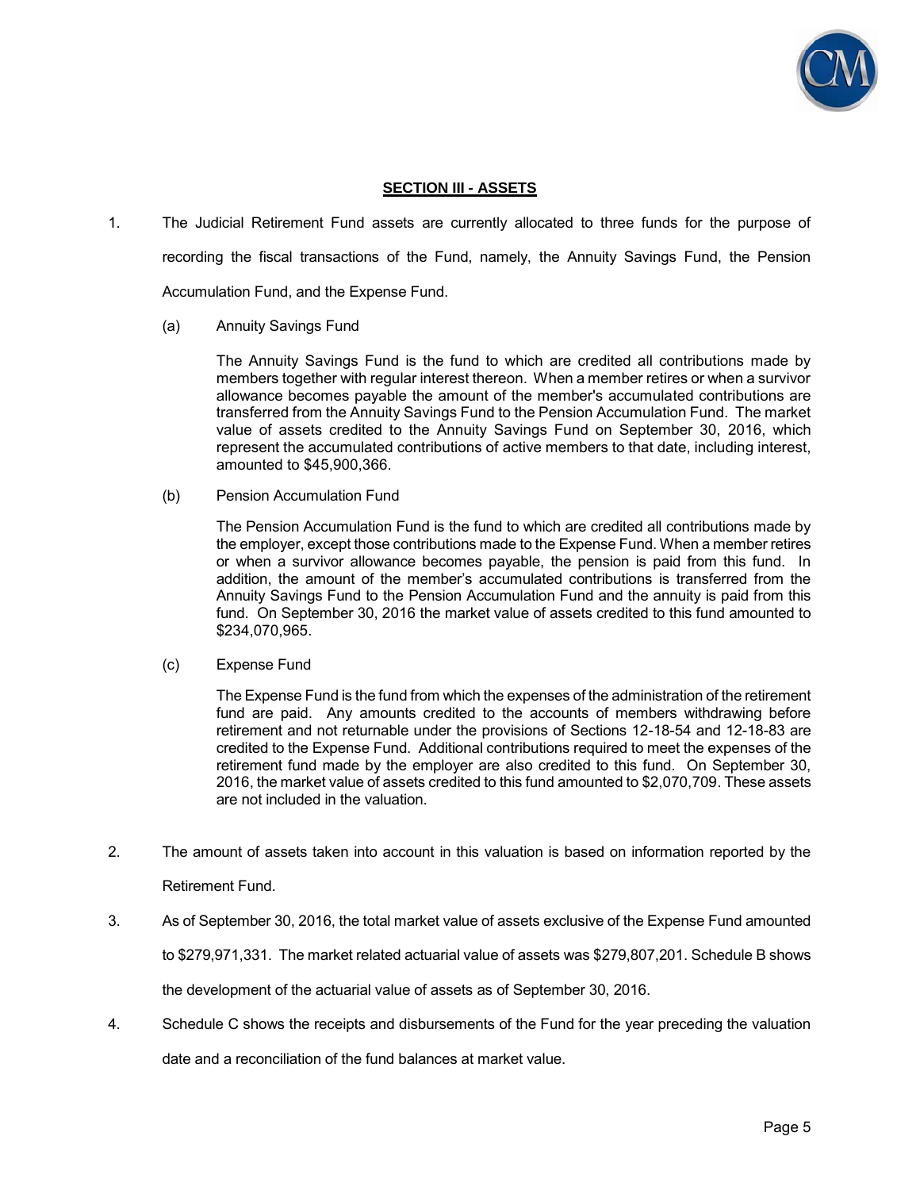## SECTION III - ASSETS

1. The Judicial Retirement Fund assets are currently allocated to three funds for the purpose of recording the fiscal transactions of the Fund, namely, the Annuity Savings Fund, the Pension Accumulation Fund, and the Expense Fund.

   (a) Annuity Savings Fund

   The Annuity Savings Fund is the fund to which are credited all contributions made by members together with regular interest thereon. When a member retires or when a survivor allowance becomes payable the amount of the member's accumulated contributions are transferred from the Annuity Savings Fund to the Pension Accumulation Fund. The market value of assets credited to the Annuity Savings Fund on September 30, 2016, which represent the accumulated contributions of active members to that date, including interest, amounted to $45,900,366.

   (b) Pension Accumulation Fund

   The Pension Accumulation Fund is the fund to which are credited all contributions made by the employer, except those contributions made to the Expense Fund. When a member retires or when a survivor allowance becomes payable, the pension is paid from this fund. In addition, the amount of the member's accumulated contributions is transferred from the Annuity Savings Fund to the Pension Accumulation Fund and the annuity is paid from this fund. On September 30, 2016 the market value of assets credited to this fund amounted to $234,070,965.

   (c) Expense Fund

   The Expense Fund is the fund from which the expenses of the administration of the retirement fund are paid. Any amounts credited to the accounts of members withdrawing before retirement and not returnable under the provisions of Sections 12-18-54 and 12-18-83 are credited to the Expense Fund. Additional contributions required to meet the expenses of the retirement fund made by the employer are also credited to this fund. On September 30, 2016, the market value of assets credited to this fund amounted to $2,070,709. These assets are not included in the valuation.

2. The amount of assets taken into account in this valuation is based on information reported by the Retirement Fund.

3. As of September 30, 2016, the total market value of assets exclusive of the Expense Fund amounted to $279,971,331. The market related actuarial value of assets was $279,807,201. Schedule B shows the development of the actuarial value of assets as of September 30, 2016.

4. Schedule C shows the receipts and disbursements of the Fund for the year preceding the valuation date and a reconciliation of the fund balances at market value.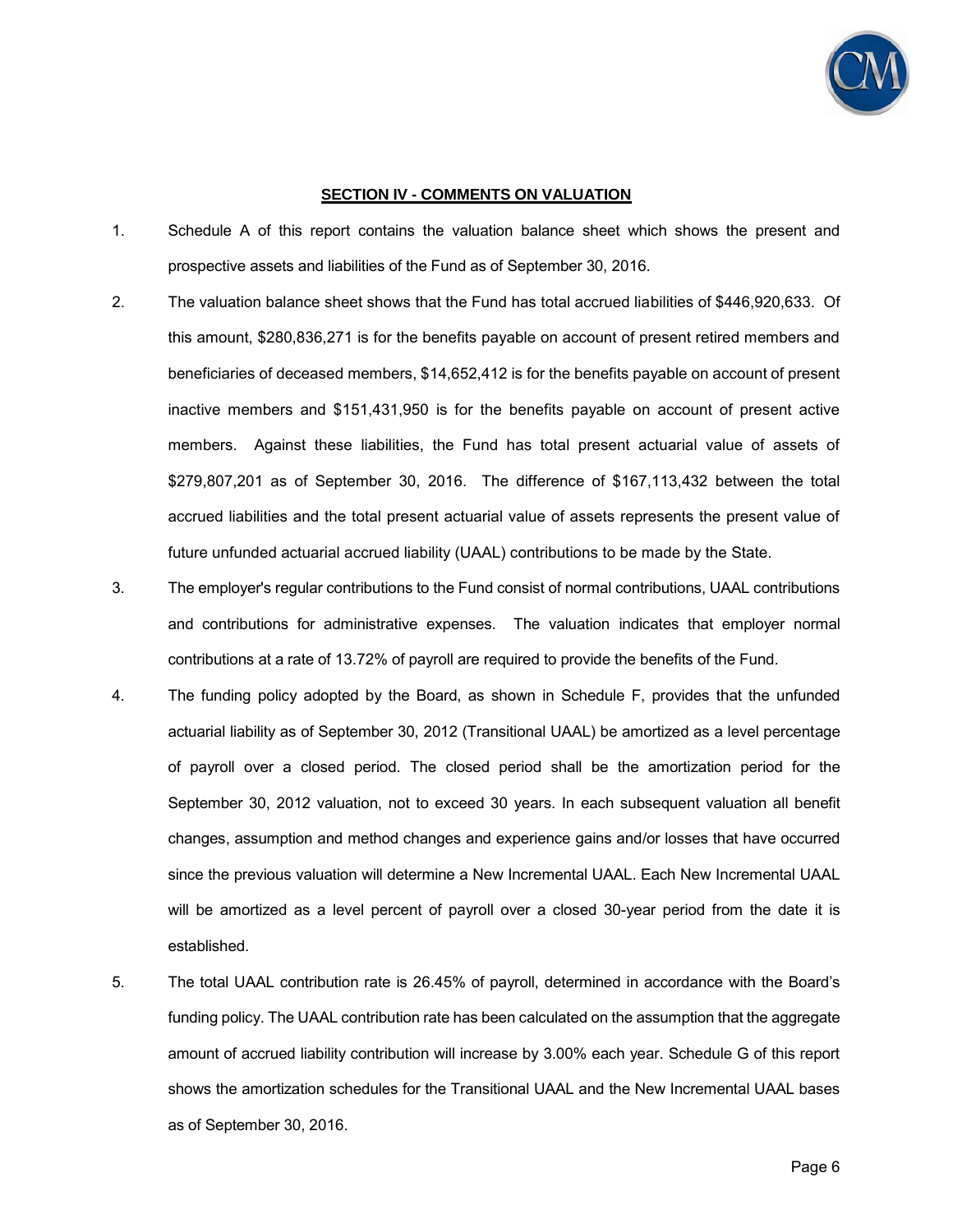## SECTION IV - COMMENTS ON VALUATION

1. Schedule A of this report contains the valuation balance sheet which shows the present and prospective assets and liabilities of the Fund as of September 30, 2016.

2. The valuation balance sheet shows that the Fund has total accrued liabilities of $446,920,633. Of this amount, $280,836,271 is for the benefits payable on account of present retired members and beneficiaries of deceased members, $14,652,412 is for the benefits payable on account of present inactive members and $151,431,950 is for the benefits payable on account of present active members. Against these liabilities, the Fund has total present actuarial value of assets of $279,807,201 as of September 30, 2016. The difference of $167,113,432 between the total accrued liabilities and the total present actuarial value of assets represents the present value of future unfunded actuarial accrued liability (UAAL) contributions to be made by the State.

3. The employer's regular contributions to the Fund consist of normal contributions, UAAL contributions and contributions for administrative expenses. The valuation indicates that employer normal contributions at a rate of 13.72% of payroll are required to provide the benefits of the Fund.

4. The funding policy adopted by the Board, as shown in Schedule F, provides that the unfunded actuarial liability as of September 30, 2012 (Transitional UAAL) be amortized as a level percentage of payroll over a closed period. The closed period shall be the amortization period for the September 30, 2012 valuation, not to exceed 30 years. In each subsequent valuation all benefit changes, assumption and method changes and experience gains and/or losses that have occurred since the previous valuation will determine a New Incremental UAAL. Each New Incremental UAAL will be amortized as a level percent of payroll over a closed 30-year period from the date it is established.

5. The total UAAL contribution rate is 26.45% of payroll, determined in accordance with the Board's funding policy. The UAAL contribution rate has been calculated on the assumption that the aggregate amount of accrued liability contribution will increase by 3.00% each year. Schedule G of this report shows the amortization schedules for the Transitional UAAL and the New Incremental UAAL bases as of September 30, 2016.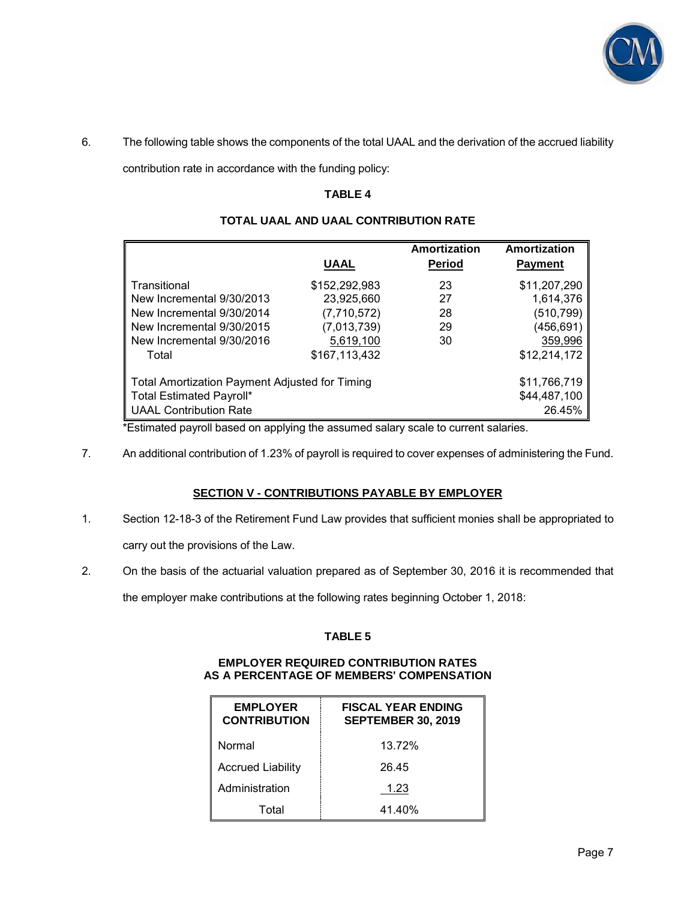6. The following table shows the components of the total UAAL and the derivation of the accrued liability contribution rate in accordance with the funding policy:

**TABLE 4**

**TOTAL UAAL AND UAAL CONTRIBUTION RATE**

| | UAAL | Amortization Period | Amortization Payment |
|---|---|---|---|
| Transitional | $152,292,983 | 23 | $11,207,290 |
| New Incremental 9/30/2013 | 23,925,660 | 27 | 1,614,376 |
| New Incremental 9/30/2014 | (7,710,572) | 28 | (510,799) |
| New Incremental 9/30/2015 | (7,013,739) | 29 | (456,691) |
| New Incremental 9/30/2016 | 5,619,100 | 30 | 359,996 |
| Total | $167,113,432 | | $12,214,172 |
| Total Amortization Payment Adjusted for Timing | | | $11,766,719 |
| Total Estimated Payroll* | | | $44,487,100 |
| UAAL Contribution Rate | | | 26.45% |

*Estimated payroll based on applying the assumed salary scale to current salaries.

7. An additional contribution of 1.23% of payroll is required to cover expenses of administering the Fund.

## SECTION V - CONTRIBUTIONS PAYABLE BY EMPLOYER

1. Section 12-18-3 of the Retirement Fund Law provides that sufficient monies shall be appropriated to carry out the provisions of the Law.

2. On the basis of the actuarial valuation prepared as of September 30, 2016 it is recommended that the employer make contributions at the following rates beginning October 1, 2018:

**TABLE 5**

**EMPLOYER REQUIRED CONTRIBUTION RATES AS A PERCENTAGE OF MEMBERS' COMPENSATION**

| EMPLOYER CONTRIBUTION | FISCAL YEAR ENDING SEPTEMBER 30, 2019 |
|---|---|
| Normal | 13.72% |
| Accrued Liability | 26.45 |
| Administration | 1.23 |
| Total | 41.40% |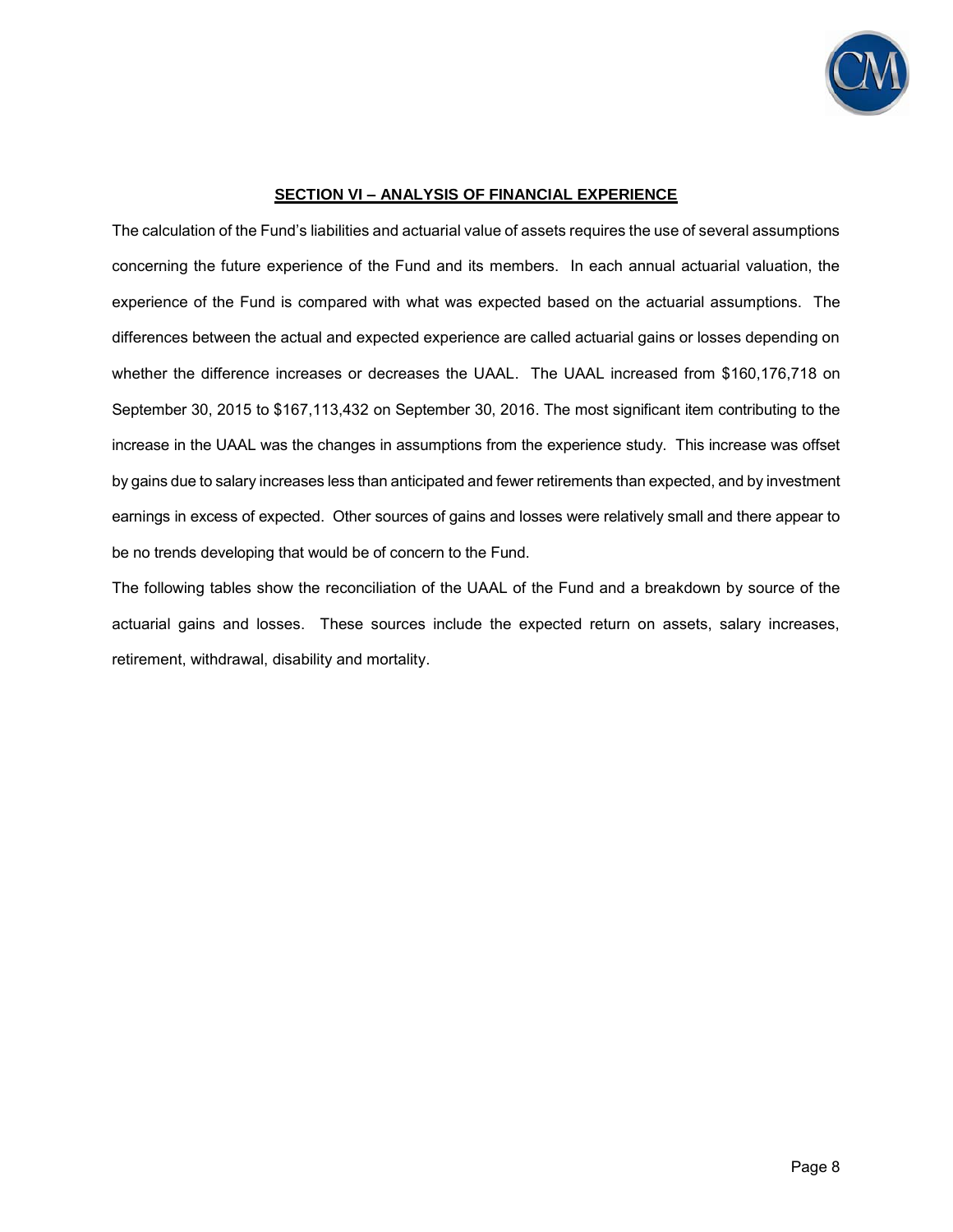## SECTION VI – ANALYSIS OF FINANCIAL EXPERIENCE

The calculation of the Fund's liabilities and actuarial value of assets requires the use of several assumptions concerning the future experience of the Fund and its members. In each annual actuarial valuation, the experience of the Fund is compared with what was expected based on the actuarial assumptions. The differences between the actual and expected experience are called actuarial gains or losses depending on whether the difference increases or decreases the UAAL. The UAAL increased from $160,176,718 on September 30, 2015 to $167,113,432 on September 30, 2016. The most significant item contributing to the increase in the UAAL was the changes in assumptions from the experience study. This increase was offset by gains due to salary increases less than anticipated and fewer retirements than expected, and by investment earnings in excess of expected. Other sources of gains and losses were relatively small and there appear to be no trends developing that would be of concern to the Fund.

The following tables show the reconciliation of the UAAL of the Fund and a breakdown by source of the actuarial gains and losses. These sources include the expected return on assets, salary increases, retirement, withdrawal, disability and mortality.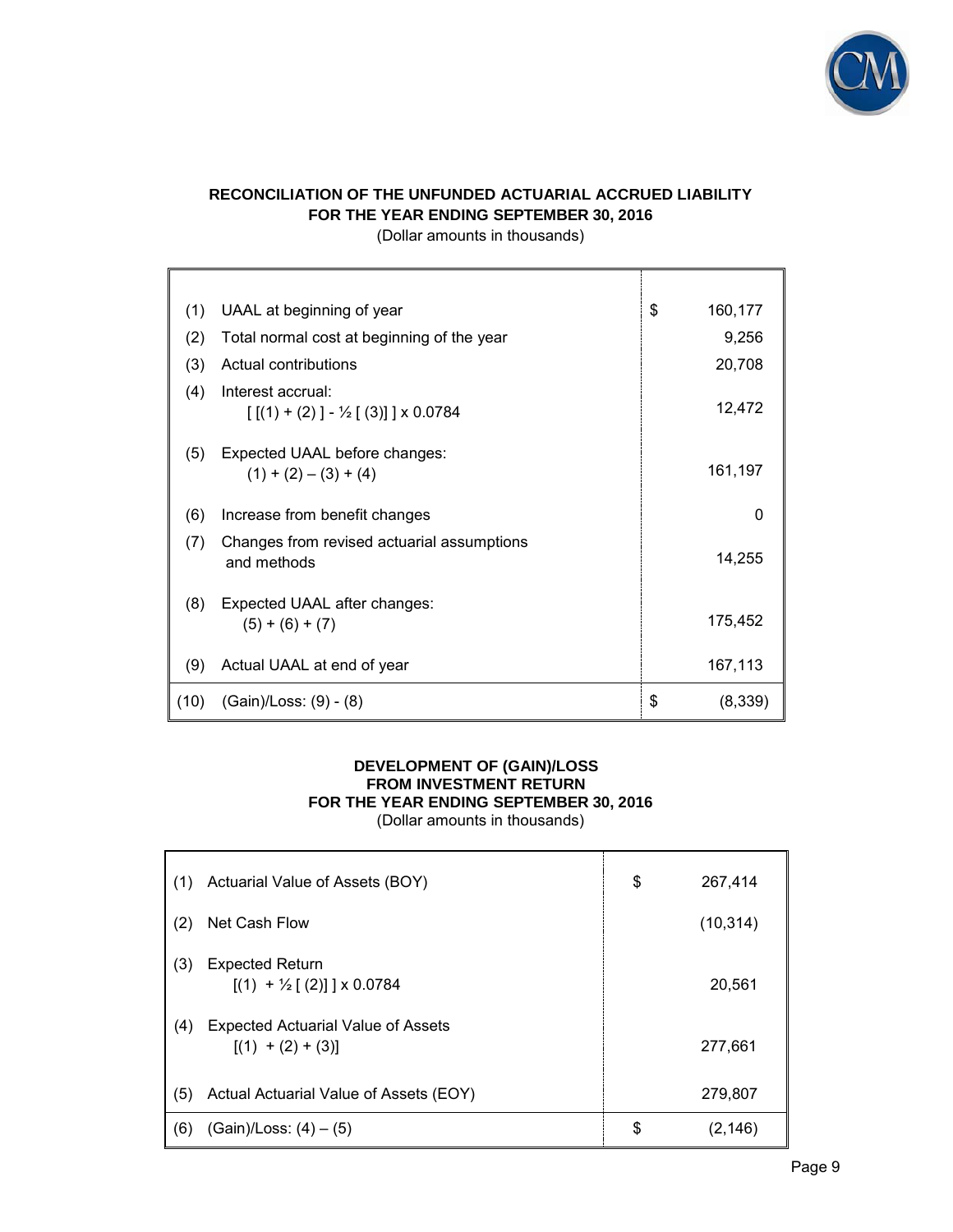## RECONCILIATION OF THE UNFUNDED ACTUARIAL ACCRUED LIABILITY
## FOR THE YEAR ENDING SEPTEMBER 30, 2016

(Dollar amounts in thousands)

| | | | |
|---|---|---|---|
| (1) | UAAL at beginning of year | $ | 160,177 |
| (2) | Total normal cost at beginning of the year | | 9,256 |
| (3) | Actual contributions | | 20,708 |
| (4) | Interest accrual: [ [(1) + (2) ] - ½ [ (3)] ] x 0.0784 | | 12,472 |
| (5) | Expected UAAL before changes: (1) + (2) – (3) + (4) | | 161,197 |
| (6) | Increase from benefit changes | | 0 |
| (7) | Changes from revised actuarial assumptions and methods | | 14,255 |
| (8) | Expected UAAL after changes: (5) + (6) + (7) | | 175,452 |
| (9) | Actual UAAL at end of year | | 167,113 |
| (10) | (Gain)/Loss: (9) - (8) | $ | (8,339) |

## DEVELOPMENT OF (GAIN)/LOSS FROM INVESTMENT RETURN
## FOR THE YEAR ENDING SEPTEMBER 30, 2016

(Dollar amounts in thousands)

| | | | |
|---|---|---|---|
| (1) | Actuarial Value of Assets (BOY) | $ | 267,414 |
| (2) | Net Cash Flow | | (10,314) |
| (3) | Expected Return [(1) + ½ [ (2)] ] x 0.0784 | | 20,561 |
| (4) | Expected Actuarial Value of Assets [(1) + (2) + (3)] | | 277,661 |
| (5) | Actual Actuarial Value of Assets (EOY) | | 279,807 |
| (6) | (Gain)/Loss: (4) – (5) | $ | (2,146) |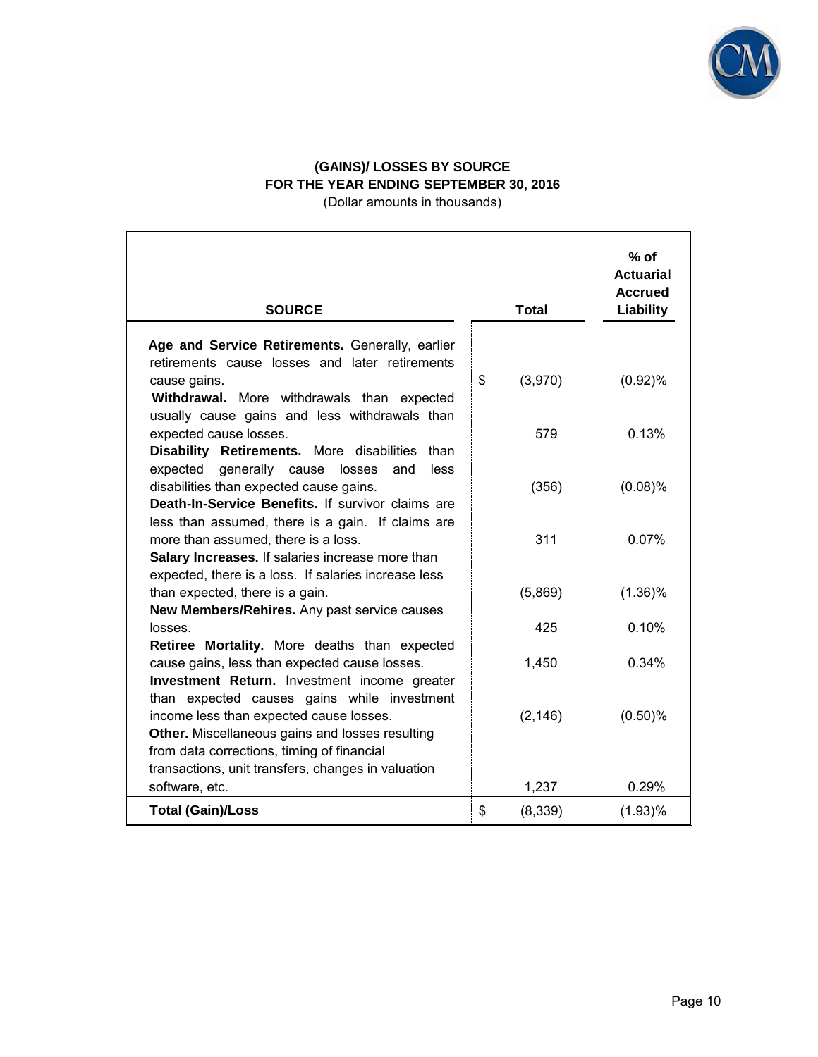## (GAINS)/ LOSSES BY SOURCE
## FOR THE YEAR ENDING SEPTEMBER 30, 2016

(Dollar amounts in thousands)

| SOURCE | Total | % of Actuarial Accrued Liability |
|---|---|---|
| **Age and Service Retirements.** Generally, earlier retirements cause losses and later retirements cause gains. | $ (3,970) | (0.92)% |
| **Withdrawal.** More withdrawals than expected usually cause gains and less withdrawals than expected cause losses. | 579 | 0.13% |
| **Disability Retirements.** More disabilities than expected generally cause losses and less disabilities than expected cause gains. | (356) | (0.08)% |
| **Death-In-Service Benefits.** If survivor claims are less than assumed, there is a gain. If claims are more than assumed, there is a loss. | 311 | 0.07% |
| **Salary Increases.** If salaries increase more than expected, there is a loss. If salaries increase less than expected, there is a gain. | (5,869) | (1.36)% |
| **New Members/Rehires.** Any past service causes losses. | 425 | 0.10% |
| **Retiree Mortality.** More deaths than expected cause gains, less than expected cause losses. | 1,450 | 0.34% |
| **Investment Return.** Investment income greater than expected causes gains while investment income less than expected cause losses. | (2,146) | (0.50)% |
| **Other.** Miscellaneous gains and losses resulting from data corrections, timing of financial transactions, unit transfers, changes in valuation software, etc. | 1,237 | 0.29% |
| **Total (Gain)/Loss** | $ (8,339) | (1.93)% |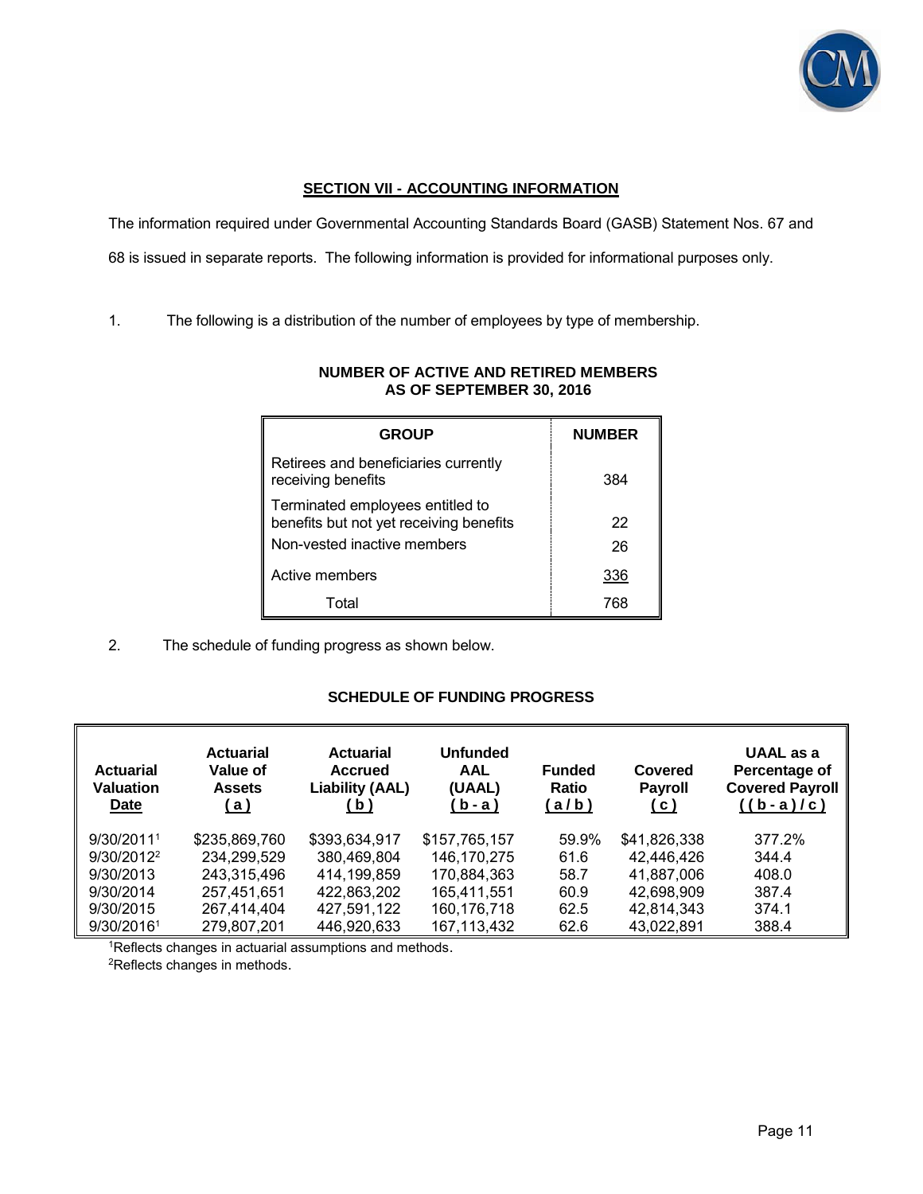## SECTION VII - ACCOUNTING INFORMATION

The information required under Governmental Accounting Standards Board (GASB) Statement Nos. 67 and 68 is issued in separate reports. The following information is provided for informational purposes only.

1. The following is a distribution of the number of employees by type of membership.

**NUMBER OF ACTIVE AND RETIRED MEMBERS AS OF SEPTEMBER 30, 2016**

| GROUP | NUMBER |
|---|---|
| Retirees and beneficiaries currently receiving benefits | 384 |
| Terminated employees entitled to benefits but not yet receiving benefits | 22 |
| Non-vested inactive members | 26 |
| Active members | 336 |
| Total | 768 |

2. The schedule of funding progress as shown below.

**SCHEDULE OF FUNDING PROGRESS**

| Actuarial Valuation Date | Actuarial Value of Assets (a) | Actuarial Accrued Liability (AAL) (b) | Unfunded AAL (UAAL) (b - a) | Funded Ratio (a / b) | Covered Payroll (c) | UAAL as a Percentage of Covered Payroll ((b - a) / c) |
|---|---|---|---|---|---|---|
| 9/30/2011[1] | $235,869,760 | $393,634,917 | $157,765,157 | 59.9% | $41,826,338 | 377.2% |
| 9/30/2012[2] | 234,299,529 | 380,469,804 | 146,170,275 | 61.6 | 42,446,426 | 344.4 |
| 9/30/2013 | 243,315,496 | 414,199,859 | 170,884,363 | 58.7 | 41,887,006 | 408.0 |
| 9/30/2014 | 257,451,651 | 422,863,202 | 165,411,551 | 60.9 | 42,698,909 | 387.4 |
| 9/30/2015 | 267,414,404 | 427,591,122 | 160,176,718 | 62.5 | 42,814,343 | 374.1 |
| 9/30/2016[1] | 279,807,201 | 446,920,633 | 167,113,432 | 62.6 | 43,022,891 | 388.4 |

[1]Reflects changes in actuarial assumptions and methods.

[2]Reflects changes in methods.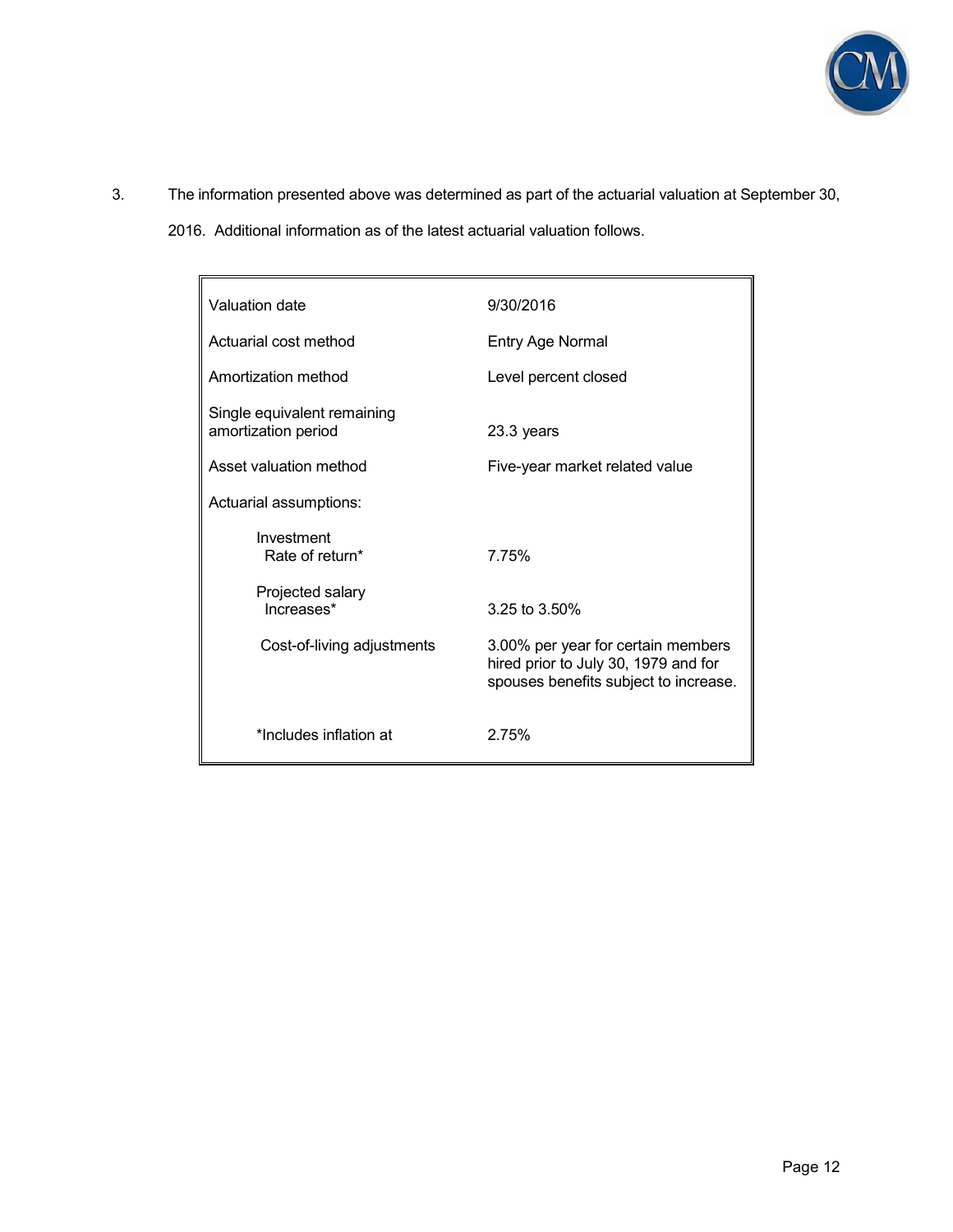3. The information presented above was determined as part of the actuarial valuation at September 30, 2016. Additional information as of the latest actuarial valuation follows.

| | |
|---|---|
| Valuation date | 9/30/2016 |
| Actuarial cost method | Entry Age Normal |
| Amortization method | Level percent closed |
| Single equivalent remaining amortization period | 23.3 years |
| Asset valuation method | Five-year market related value |
| Actuarial assumptions: | |
| Investment Rate of return* | 7.75% |
| Projected salary Increases* | 3.25 to 3.50% |
| Cost-of-living adjustments | 3.00% per year for certain members hired prior to July 30, 1979 and for spouses benefits subject to increase. |
| *Includes inflation at | 2.75% |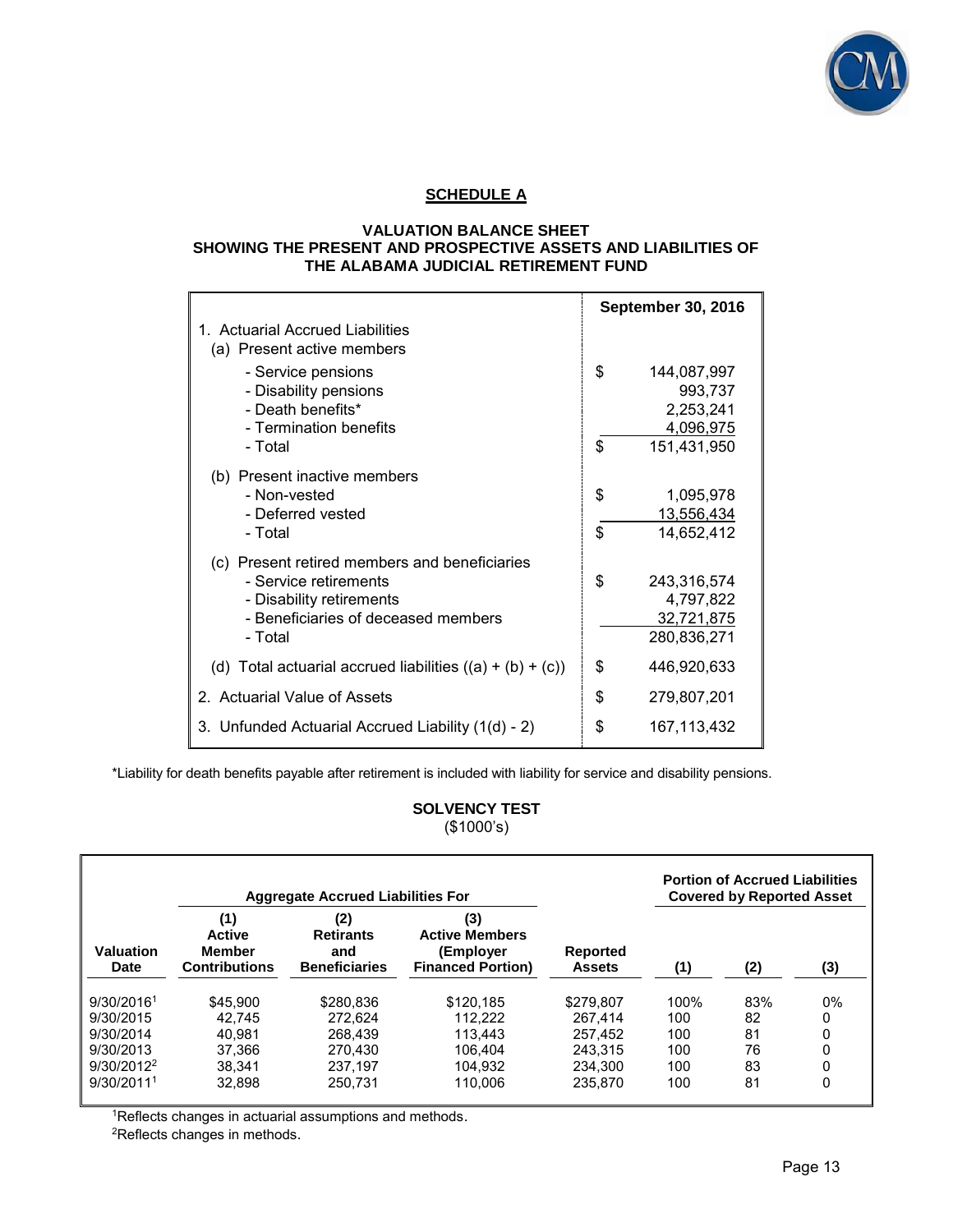## SCHEDULE A

### VALUATION BALANCE SHEET
### SHOWING THE PRESENT AND PROSPECTIVE ASSETS AND LIABILITIES OF THE ALABAMA JUDICIAL RETIREMENT FUND

| | September 30, 2016 |
|---|---|
| 1. Actuarial Accrued Liabilities | |
| (a) Present active members | |
| - Service pensions | $ 144,087,997 |
| - Disability pensions | 993,737 |
| - Death benefits* | 2,253,241 |
| - Termination benefits | 4,096,975 |
| - Total | $ 151,431,950 |
| (b) Present inactive members | |
| - Non-vested | $ 1,095,978 |
| - Deferred vested | 13,556,434 |
| - Total | $ 14,652,412 |
| (c) Present retired members and beneficiaries | |
| - Service retirements | $ 243,316,574 |
| - Disability retirements | 4,797,822 |
| - Beneficiaries of deceased members | 32,721,875 |
| - Total | 280,836,271 |
| (d) Total actuarial accrued liabilities ((a) + (b) + (c)) | $ 446,920,633 |
| 2. Actuarial Value of Assets | $ 279,807,201 |
| 3. Unfunded Actuarial Accrued Liability (1(d) - 2) | $ 167,113,432 |

*Liability for death benefits payable after retirement is included with liability for service and disability pensions.

### SOLVENCY TEST
($1000's)

| | Aggregate Accrued Liabilities For | | | | Portion of Accrued Liabilities Covered by Reported Asset | | |
|---|---|---|---|---|---|---|---|
| Valuation Date | (1) Active Member Contributions | (2) Retirants and Beneficiaries | (3) Active Members (Employer Financed Portion) | Reported Assets | (1) | (2) | (3) |
| 9/30/2016[1] | $45,900 | $280,836 | $120,185 | $279,807 | 100% | 83% | 0% |
| 9/30/2015 | 42,745 | 272,624 | 112,222 | 267,414 | 100 | 82 | 0 |
| 9/30/2014 | 40,981 | 268,439 | 113,443 | 257,452 | 100 | 81 | 0 |
| 9/30/2013 | 37,366 | 270,430 | 106,404 | 243,315 | 100 | 76 | 0 |
| 9/30/2012[2] | 38,341 | 237,197 | 104,932 | 234,300 | 100 | 83 | 0 |
| 9/30/2011[1] | 32,898 | 250,731 | 110,006 | 235,870 | 100 | 81 | 0 |

[1]Reflects changes in actuarial assumptions and methods.
[2]Reflects changes in methods.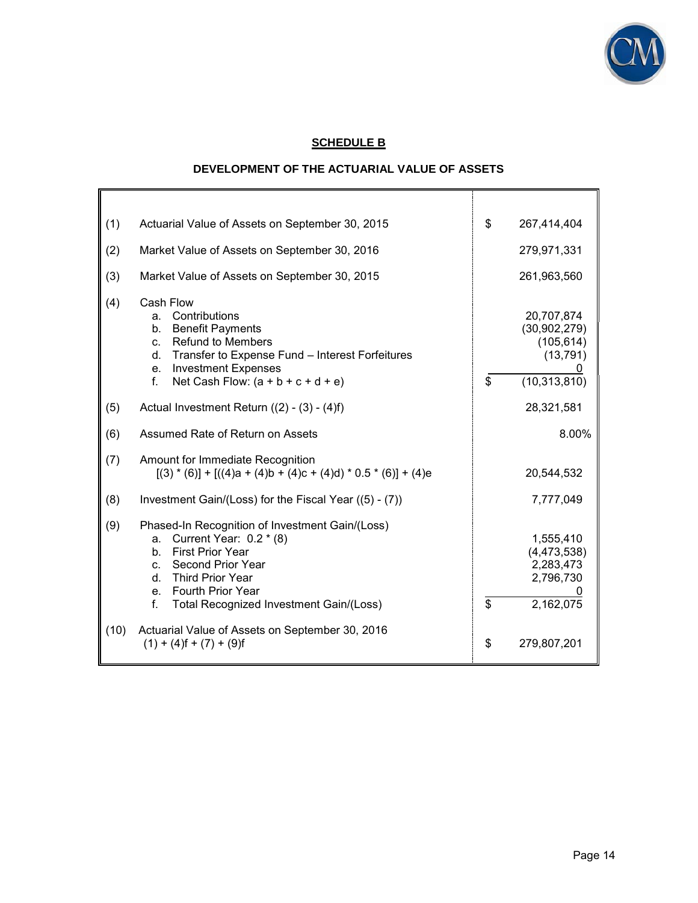## SCHEDULE B

### DEVELOPMENT OF THE ACTUARIAL VALUE OF ASSETS

| | | |
|---|---|---|
| (1) | Actuarial Value of Assets on September 30, 2015 | $ 267,414,404 |
| (2) | Market Value of Assets on September 30, 2016 | 279,971,331 |
| (3) | Market Value of Assets on September 30, 2015 | 261,963,560 |
| (4) | Cash Flow | |
| | a. Contributions | 20,707,874 |
| | b. Benefit Payments | (30,902,279) |
| | c. Refund to Members | (105,614) |
| | d. Transfer to Expense Fund – Interest Forfeitures | (13,791) |
| | e. Investment Expenses | 0 |
| | f. Net Cash Flow: (a + b + c + d + e) | $ (10,313,810) |
| (5) | Actual Investment Return ((2) - (3) - (4)f) | 28,321,581 |
| (6) | Assumed Rate of Return on Assets | 8.00% |
| (7) | Amount for Immediate Recognition [(3) * (6)] + [((4)a + (4)b + (4)c + (4)d) * 0.5 * (6)] + (4)e | 20,544,532 |
| (8) | Investment Gain/(Loss) for the Fiscal Year ((5) - (7)) | 7,777,049 |
| (9) | Phased-In Recognition of Investment Gain/(Loss) | |
| | a. Current Year: 0.2 * (8) | 1,555,410 |
| | b. First Prior Year | (4,473,538) |
| | c. Second Prior Year | 2,283,473 |
| | d. Third Prior Year | 2,796,730 |
| | e. Fourth Prior Year | 0 |
| | f. Total Recognized Investment Gain/(Loss) | $ 2,162,075 |
| (10) | Actuarial Value of Assets on September 30, 2016 (1) + (4)f + (7) + (9)f | $ 279,807,201 |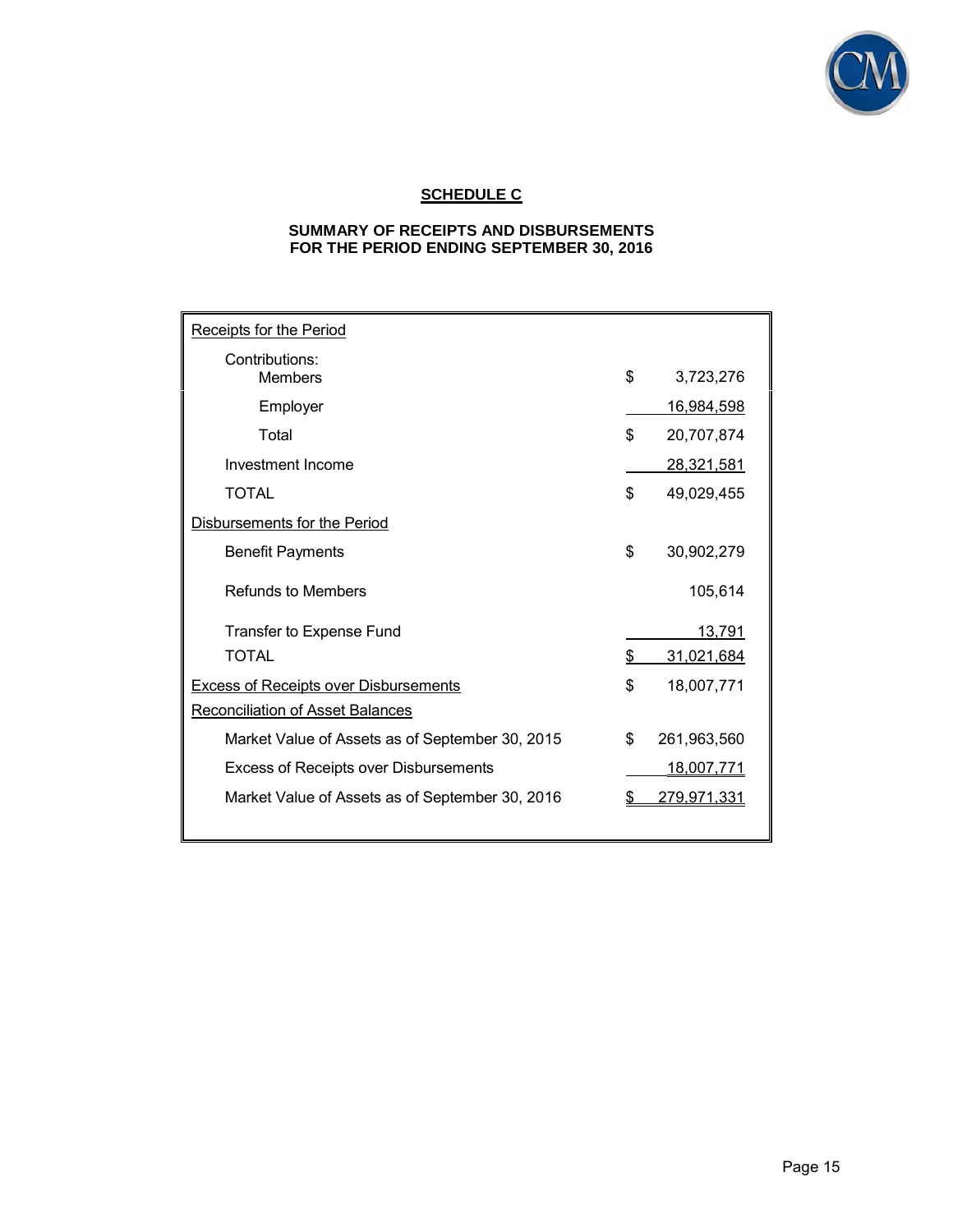## SCHEDULE C

### SUMMARY OF RECEIPTS AND DISBURSEMENTS
### FOR THE PERIOD ENDING SEPTEMBER 30, 2016

| | |
|---|---|
| Receipts for the Period | |
| Contributions: | |
| Members | $ 3,723,276 |
| Employer | 16,984,598 |
| Total | $ 20,707,874 |
| Investment Income | 28,321,581 |
| TOTAL | $ 49,029,455 |
| Disbursements for the Period | |
| Benefit Payments | $ 30,902,279 |
| Refunds to Members | 105,614 |
| Transfer to Expense Fund | 13,791 |
| TOTAL | $ 31,021,684 |
| Excess of Receipts over Disbursements | $ 18,007,771 |
| Reconciliation of Asset Balances | |
| Market Value of Assets as of September 30, 2015 | $ 261,963,560 |
| Excess of Receipts over Disbursements | 18,007,771 |
| Market Value of Assets as of September 30, 2016 | $ 279,971,331 |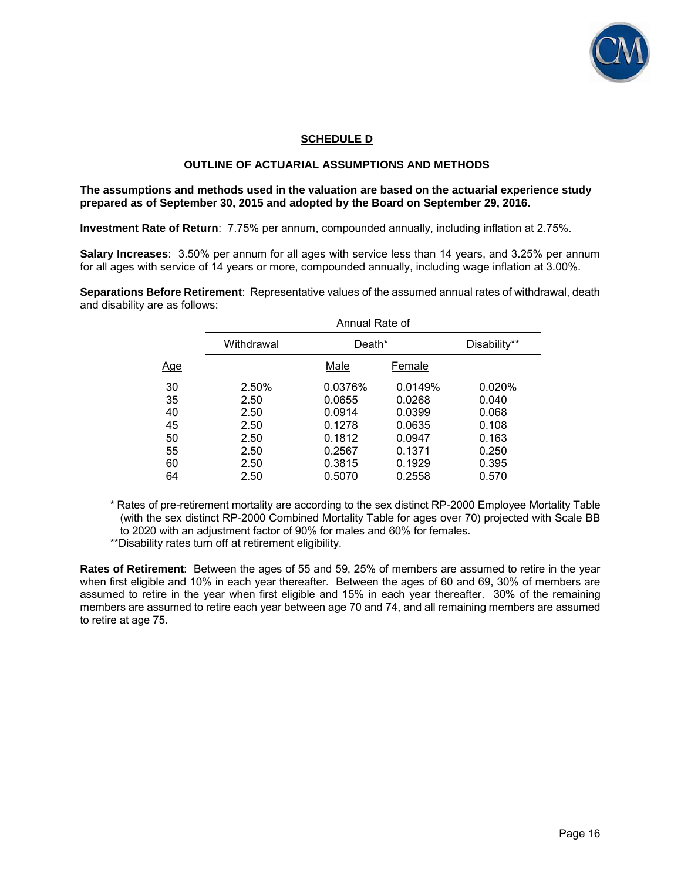## SCHEDULE D

### OUTLINE OF ACTUARIAL ASSUMPTIONS AND METHODS

**The assumptions and methods used in the valuation are based on the actuarial experience study prepared as of September 30, 2015 and adopted by the Board on September 29, 2016.**

**Investment Rate of Return**: 7.75% per annum, compounded annually, including inflation at 2.75%.

**Salary Increases**: 3.50% per annum for all ages with service less than 14 years, and 3.25% per annum for all ages with service of 14 years or more, compounded annually, including wage inflation at 3.00%.

**Separations Before Retirement**: Representative values of the assumed annual rates of withdrawal, death and disability are as follows:

| | Annual Rate of | | | |
|---|---|---|---|---|
| | Withdrawal | Death* | | Disability** |
| Age | | Male | Female | |
| 30 | 2.50% | 0.0376% | 0.0149% | 0.020% |
| 35 | 2.50 | 0.0655 | 0.0268 | 0.040 |
| 40 | 2.50 | 0.0914 | 0.0399 | 0.068 |
| 45 | 2.50 | 0.1278 | 0.0635 | 0.108 |
| 50 | 2.50 | 0.1812 | 0.0947 | 0.163 |
| 55 | 2.50 | 0.2567 | 0.1371 | 0.250 |
| 60 | 2.50 | 0.3815 | 0.1929 | 0.395 |
| 64 | 2.50 | 0.5070 | 0.2558 | 0.570 |

\* Rates of pre-retirement mortality are according to the sex distinct RP-2000 Employee Mortality Table (with the sex distinct RP-2000 Combined Mortality Table for ages over 70) projected with Scale BB to 2020 with an adjustment factor of 90% for males and 60% for females.

\*\*Disability rates turn off at retirement eligibility.

**Rates of Retirement**: Between the ages of 55 and 59, 25% of members are assumed to retire in the year when first eligible and 10% in each year thereafter. Between the ages of 60 and 69, 30% of members are assumed to retire in the year when first eligible and 15% in each year thereafter. 30% of the remaining members are assumed to retire each year between age 70 and 74, and all remaining members are assumed to retire at age 75.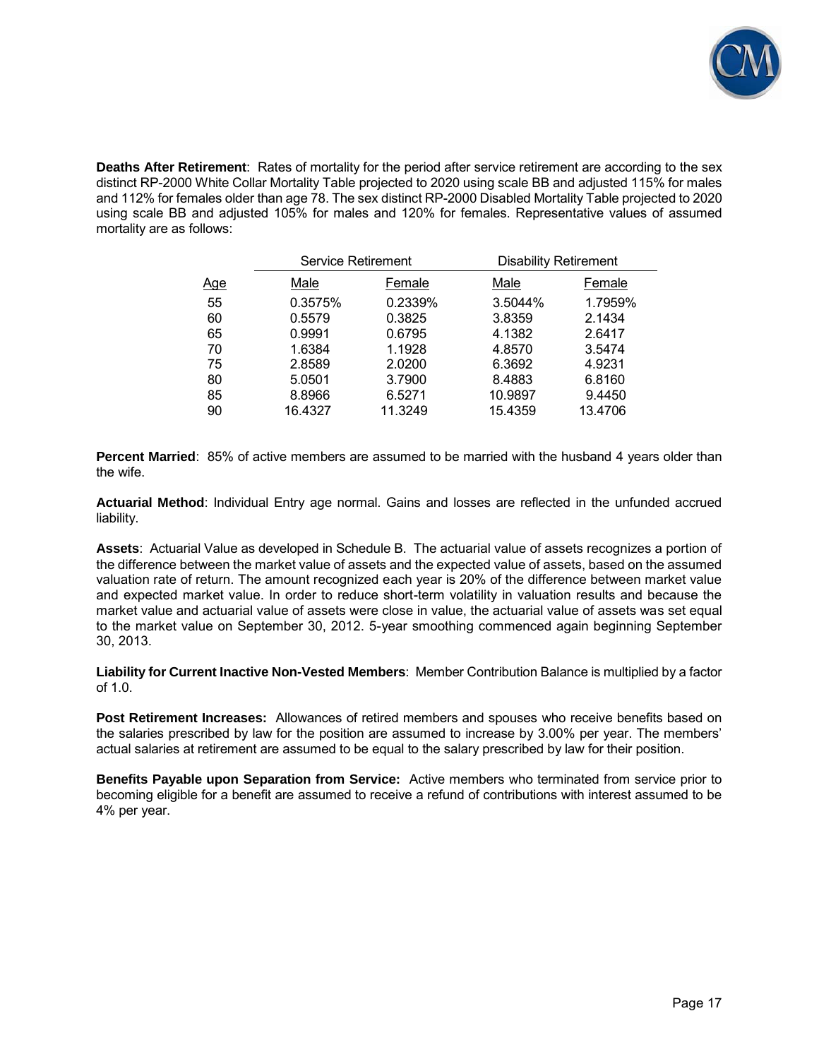**Deaths After Retirement**: Rates of mortality for the period after service retirement are according to the sex distinct RP-2000 White Collar Mortality Table projected to 2020 using scale BB and adjusted 115% for males and 112% for females older than age 78. The sex distinct RP-2000 Disabled Mortality Table projected to 2020 using scale BB and adjusted 105% for males and 120% for females. Representative values of assumed mortality are as follows:

| | Service Retirement | | Disability Retirement | |
|---|---|---|---|---|
| Age | Male | Female | Male | Female |
| 55 | 0.3575% | 0.2339% | 3.5044% | 1.7959% |
| 60 | 0.5579 | 0.3825 | 3.8359 | 2.1434 |
| 65 | 0.9991 | 0.6795 | 4.1382 | 2.6417 |
| 70 | 1.6384 | 1.1928 | 4.8570 | 3.5474 |
| 75 | 2.8589 | 2.0200 | 6.3692 | 4.9231 |
| 80 | 5.0501 | 3.7900 | 8.4883 | 6.8160 |
| 85 | 8.8966 | 6.5271 | 10.9897 | 9.4450 |
| 90 | 16.4327 | 11.3249 | 15.4359 | 13.4706 |

**Percent Married**: 85% of active members are assumed to be married with the husband 4 years older than the wife.

**Actuarial Method**: Individual Entry age normal. Gains and losses are reflected in the unfunded accrued liability.

**Assets**: Actuarial Value as developed in Schedule B. The actuarial value of assets recognizes a portion of the difference between the market value of assets and the expected value of assets, based on the assumed valuation rate of return. The amount recognized each year is 20% of the difference between market value and expected market value. In order to reduce short-term volatility in valuation results and because the market value and actuarial value of assets were close in value, the actuarial value of assets was set equal to the market value on September 30, 2012. 5-year smoothing commenced again beginning September 30, 2013.

**Liability for Current Inactive Non-Vested Members**: Member Contribution Balance is multiplied by a factor of 1.0.

**Post Retirement Increases:** Allowances of retired members and spouses who receive benefits based on the salaries prescribed by law for the position are assumed to increase by 3.00% per year. The members' actual salaries at retirement are assumed to be equal to the salary prescribed by law for their position.

**Benefits Payable upon Separation from Service:** Active members who terminated from service prior to becoming eligible for a benefit are assumed to receive a refund of contributions with interest assumed to be 4% per year.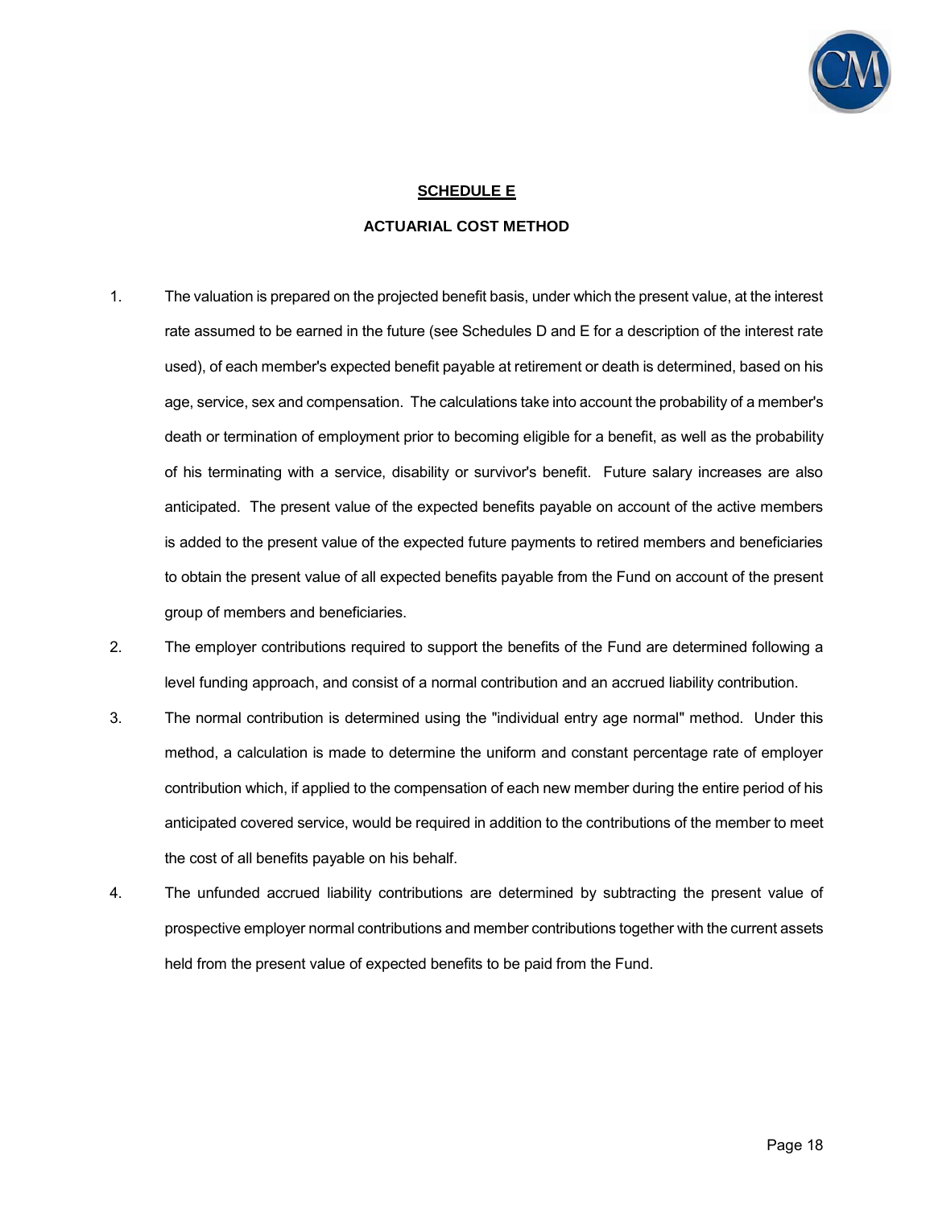## SCHEDULE E

### ACTUARIAL COST METHOD

1. The valuation is prepared on the projected benefit basis, under which the present value, at the interest rate assumed to be earned in the future (see Schedules D and E for a description of the interest rate used), of each member's expected benefit payable at retirement or death is determined, based on his age, service, sex and compensation. The calculations take into account the probability of a member's death or termination of employment prior to becoming eligible for a benefit, as well as the probability of his terminating with a service, disability or survivor's benefit. Future salary increases are also anticipated. The present value of the expected benefits payable on account of the active members is added to the present value of the expected future payments to retired members and beneficiaries to obtain the present value of all expected benefits payable from the Fund on account of the present group of members and beneficiaries.

2. The employer contributions required to support the benefits of the Fund are determined following a level funding approach, and consist of a normal contribution and an accrued liability contribution.

3. The normal contribution is determined using the "individual entry age normal" method. Under this method, a calculation is made to determine the uniform and constant percentage rate of employer contribution which, if applied to the compensation of each new member during the entire period of his anticipated covered service, would be required in addition to the contributions of the member to meet the cost of all benefits payable on his behalf.

4. The unfunded accrued liability contributions are determined by subtracting the present value of prospective employer normal contributions and member contributions together with the current assets held from the present value of expected benefits to be paid from the Fund.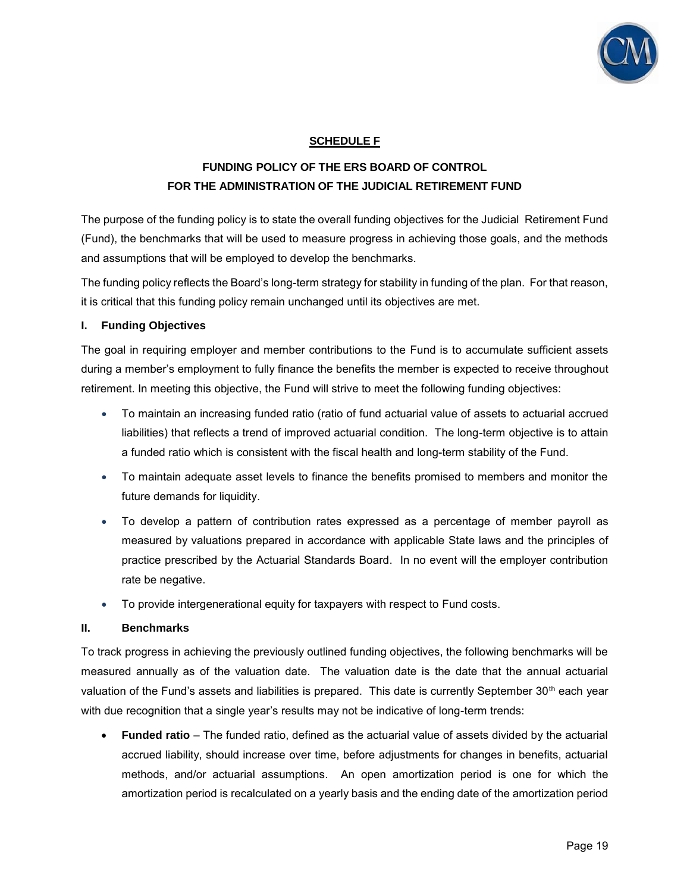## SCHEDULE F

### FUNDING POLICY OF THE ERS BOARD OF CONTROL FOR THE ADMINISTRATION OF THE JUDICIAL RETIREMENT FUND

The purpose of the funding policy is to state the overall funding objectives for the Judicial Retirement Fund (Fund), the benchmarks that will be used to measure progress in achieving those goals, and the methods and assumptions that will be employed to develop the benchmarks.

The funding policy reflects the Board's long-term strategy for stability in funding of the plan. For that reason, it is critical that this funding policy remain unchanged until its objectives are met.

### I. Funding Objectives

The goal in requiring employer and member contributions to the Fund is to accumulate sufficient assets during a member's employment to fully finance the benefits the member is expected to receive throughout retirement. In meeting this objective, the Fund will strive to meet the following funding objectives:

- To maintain an increasing funded ratio (ratio of fund actuarial value of assets to actuarial accrued liabilities) that reflects a trend of improved actuarial condition. The long-term objective is to attain a funded ratio which is consistent with the fiscal health and long-term stability of the Fund.
- To maintain adequate asset levels to finance the benefits promised to members and monitor the future demands for liquidity.
- To develop a pattern of contribution rates expressed as a percentage of member payroll as measured by valuations prepared in accordance with applicable State laws and the principles of practice prescribed by the Actuarial Standards Board. In no event will the employer contribution rate be negative.
- To provide intergenerational equity for taxpayers with respect to Fund costs.

### II. Benchmarks

To track progress in achieving the previously outlined funding objectives, the following benchmarks will be measured annually as of the valuation date. The valuation date is the date that the annual actuarial valuation of the Fund's assets and liabilities is prepared. This date is currently September 30th each year with due recognition that a single year's results may not be indicative of long-term trends:

- **Funded ratio** – The funded ratio, defined as the actuarial value of assets divided by the actuarial accrued liability, should increase over time, before adjustments for changes in benefits, actuarial methods, and/or actuarial assumptions. An open amortization period is one for which the amortization period is recalculated on a yearly basis and the ending date of the amortization period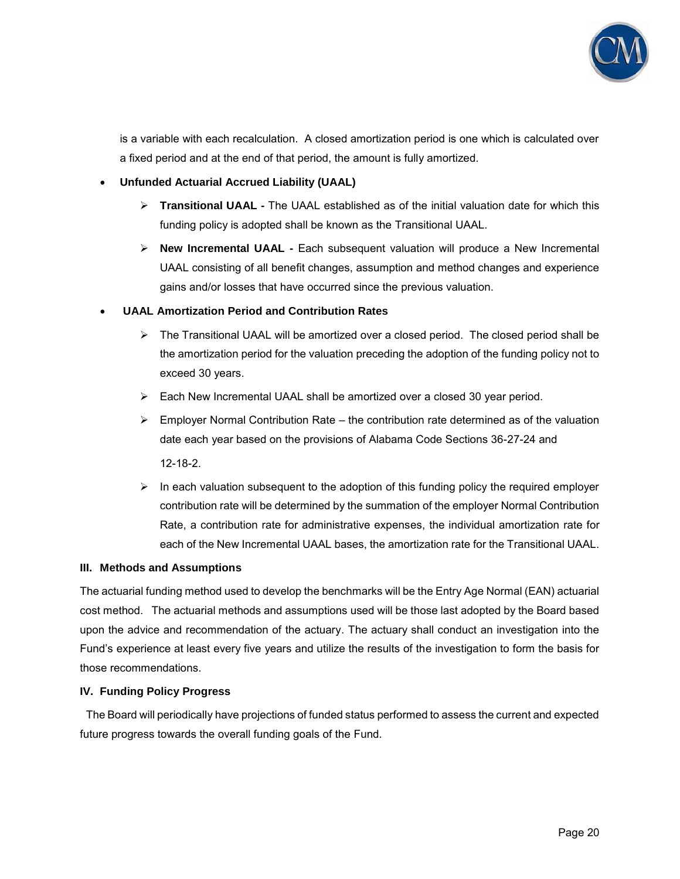is a variable with each recalculation. A closed amortization period is one which is calculated over a fixed period and at the end of that period, the amount is fully amortized.

- **Unfunded Actuarial Accrued Liability (UAAL)**
    - **Transitional UAAL -** The UAAL established as of the initial valuation date for which this funding policy is adopted shall be known as the Transitional UAAL.
    - **New Incremental UAAL -** Each subsequent valuation will produce a New Incremental UAAL consisting of all benefit changes, assumption and method changes and experience gains and/or losses that have occurred since the previous valuation.
- **UAAL Amortization Period and Contribution Rates**
    - The Transitional UAAL will be amortized over a closed period. The closed period shall be the amortization period for the valuation preceding the adoption of the funding policy not to exceed 30 years.
    - Each New Incremental UAAL shall be amortized over a closed 30 year period.
    - Employer Normal Contribution Rate – the contribution rate determined as of the valuation date each year based on the provisions of Alabama Code Sections 36-27-24 and 12-18-2.
    - In each valuation subsequent to the adoption of this funding policy the required employer contribution rate will be determined by the summation of the employer Normal Contribution Rate, a contribution rate for administrative expenses, the individual amortization rate for each of the New Incremental UAAL bases, the amortization rate for the Transitional UAAL.

## III. Methods and Assumptions

The actuarial funding method used to develop the benchmarks will be the Entry Age Normal (EAN) actuarial cost method. The actuarial methods and assumptions used will be those last adopted by the Board based upon the advice and recommendation of the actuary. The actuary shall conduct an investigation into the Fund's experience at least every five years and utilize the results of the investigation to form the basis for those recommendations.

## IV. Funding Policy Progress

The Board will periodically have projections of funded status performed to assess the current and expected future progress towards the overall funding goals of the Fund.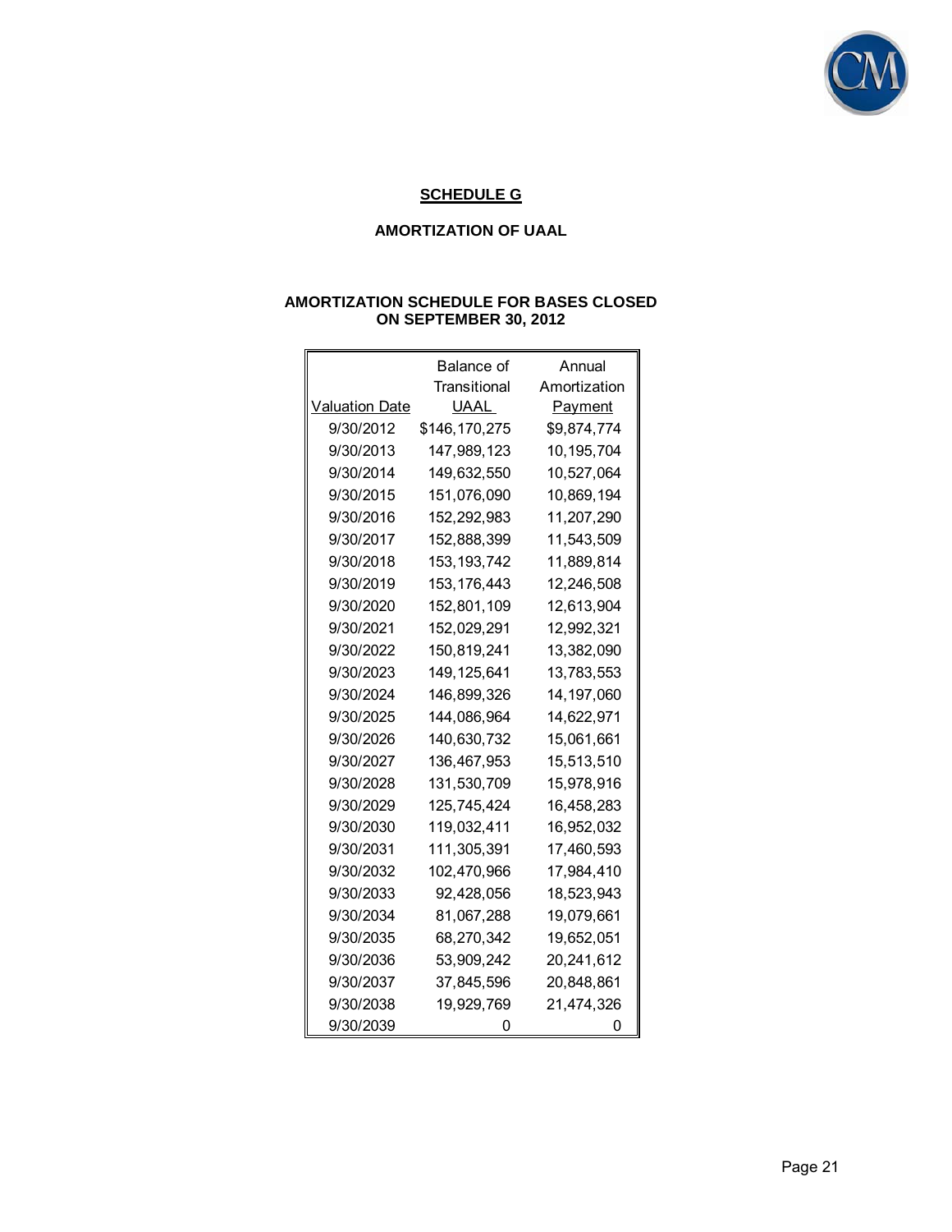## SCHEDULE G

### AMORTIZATION OF UAAL

### AMORTIZATION SCHEDULE FOR BASES CLOSED ON SEPTEMBER 30, 2012

| Valuation Date | Balance of Transitional UAAL | Annual Amortization Payment |
|---|---|---|
| 9/30/2012 | $146,170,275 | $9,874,774 |
| 9/30/2013 | 147,989,123 | 10,195,704 |
| 9/30/2014 | 149,632,550 | 10,527,064 |
| 9/30/2015 | 151,076,090 | 10,869,194 |
| 9/30/2016 | 152,292,983 | 11,207,290 |
| 9/30/2017 | 152,888,399 | 11,543,509 |
| 9/30/2018 | 153,193,742 | 11,889,814 |
| 9/30/2019 | 153,176,443 | 12,246,508 |
| 9/30/2020 | 152,801,109 | 12,613,904 |
| 9/30/2021 | 152,029,291 | 12,992,321 |
| 9/30/2022 | 150,819,241 | 13,382,090 |
| 9/30/2023 | 149,125,641 | 13,783,553 |
| 9/30/2024 | 146,899,326 | 14,197,060 |
| 9/30/2025 | 144,086,964 | 14,622,971 |
| 9/30/2026 | 140,630,732 | 15,061,661 |
| 9/30/2027 | 136,467,953 | 15,513,510 |
| 9/30/2028 | 131,530,709 | 15,978,916 |
| 9/30/2029 | 125,745,424 | 16,458,283 |
| 9/30/2030 | 119,032,411 | 16,952,032 |
| 9/30/2031 | 111,305,391 | 17,460,593 |
| 9/30/2032 | 102,470,966 | 17,984,410 |
| 9/30/2033 | 92,428,056 | 18,523,943 |
| 9/30/2034 | 81,067,288 | 19,079,661 |
| 9/30/2035 | 68,270,342 | 19,652,051 |
| 9/30/2036 | 53,909,242 | 20,241,612 |
| 9/30/2037 | 37,845,596 | 20,848,861 |
| 9/30/2038 | 19,929,769 | 21,474,326 |
| 9/30/2039 | 0 | 0 |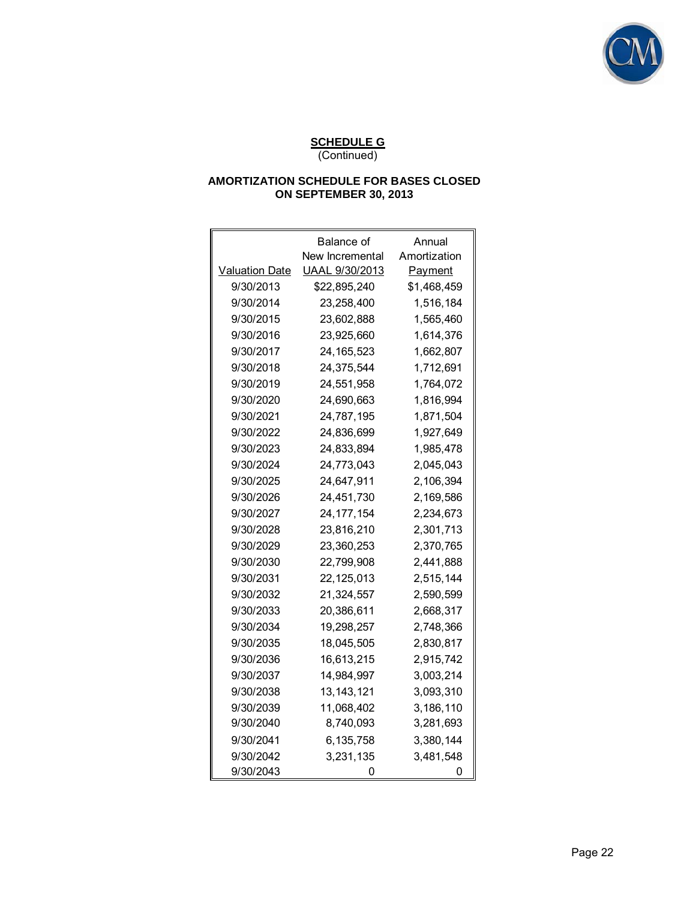**SCHEDULE G**
(Continued)

**AMORTIZATION SCHEDULE FOR BASES CLOSED ON SEPTEMBER 30, 2013**

| Valuation Date | Balance of New Incremental UAAL 9/30/2013 | Annual Amortization Payment |
|---|---|---|
| 9/30/2013 | $22,895,240 | $1,468,459 |
| 9/30/2014 | 23,258,400 | 1,516,184 |
| 9/30/2015 | 23,602,888 | 1,565,460 |
| 9/30/2016 | 23,925,660 | 1,614,376 |
| 9/30/2017 | 24,165,523 | 1,662,807 |
| 9/30/2018 | 24,375,544 | 1,712,691 |
| 9/30/2019 | 24,551,958 | 1,764,072 |
| 9/30/2020 | 24,690,663 | 1,816,994 |
| 9/30/2021 | 24,787,195 | 1,871,504 |
| 9/30/2022 | 24,836,699 | 1,927,649 |
| 9/30/2023 | 24,833,894 | 1,985,478 |
| 9/30/2024 | 24,773,043 | 2,045,043 |
| 9/30/2025 | 24,647,911 | 2,106,394 |
| 9/30/2026 | 24,451,730 | 2,169,586 |
| 9/30/2027 | 24,177,154 | 2,234,673 |
| 9/30/2028 | 23,816,210 | 2,301,713 |
| 9/30/2029 | 23,360,253 | 2,370,765 |
| 9/30/2030 | 22,799,908 | 2,441,888 |
| 9/30/2031 | 22,125,013 | 2,515,144 |
| 9/30/2032 | 21,324,557 | 2,590,599 |
| 9/30/2033 | 20,386,611 | 2,668,317 |
| 9/30/2034 | 19,298,257 | 2,748,366 |
| 9/30/2035 | 18,045,505 | 2,830,817 |
| 9/30/2036 | 16,613,215 | 2,915,742 |
| 9/30/2037 | 14,984,997 | 3,003,214 |
| 9/30/2038 | 13,143,121 | 3,093,310 |
| 9/30/2039 | 11,068,402 | 3,186,110 |
| 9/30/2040 | 8,740,093 | 3,281,693 |
| 9/30/2041 | 6,135,758 | 3,380,144 |
| 9/30/2042 | 3,231,135 | 3,481,548 |
| 9/30/2043 | 0 | 0 |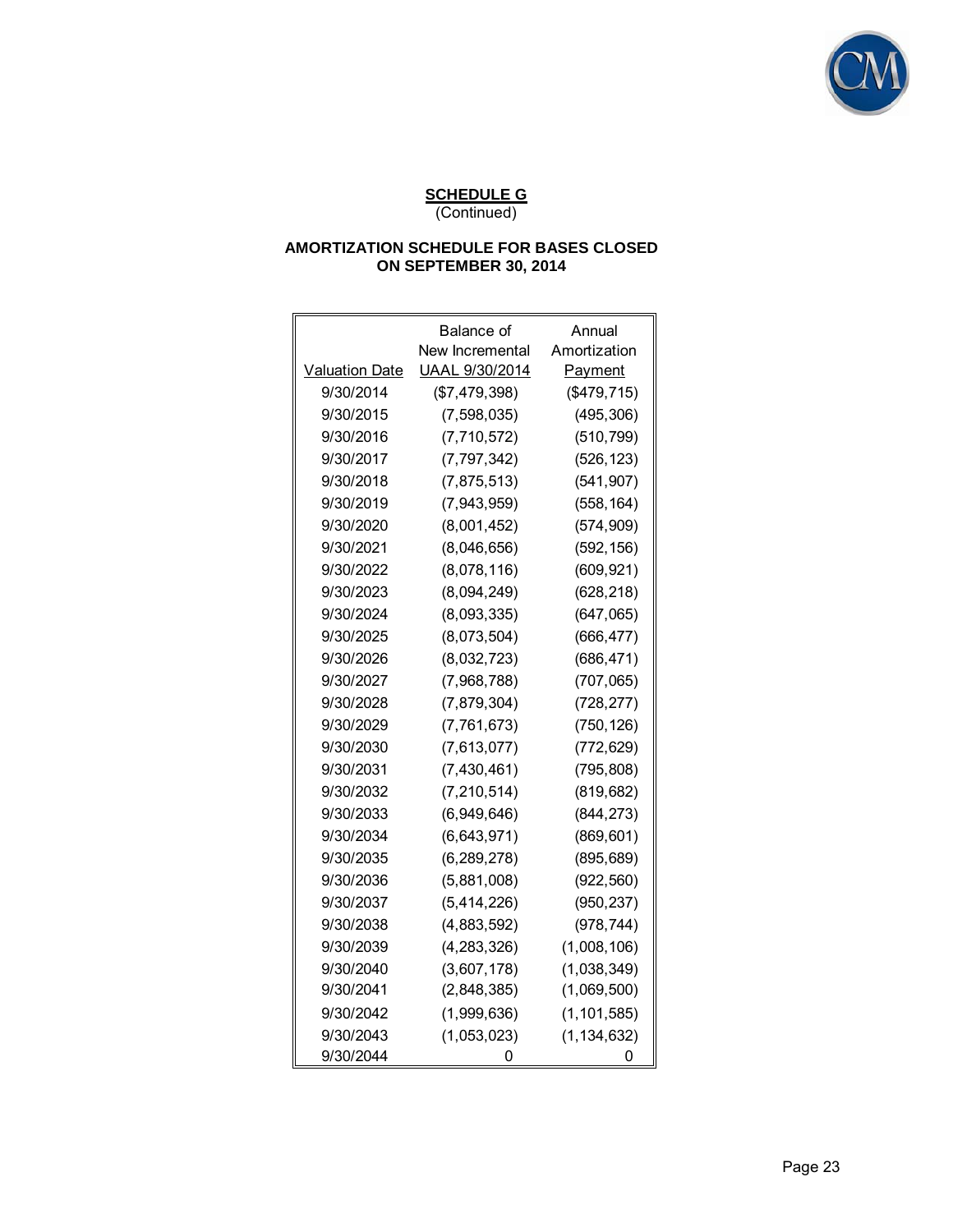**SCHEDULE G**
(Continued)

**AMORTIZATION SCHEDULE FOR BASES CLOSED ON SEPTEMBER 30, 2014**

| Valuation Date | Balance of New Incremental UAAL 9/30/2014 | Annual Amortization Payment |
|---|---|---|
| 9/30/2014 | ($7,479,398) | ($479,715) |
| 9/30/2015 | (7,598,035) | (495,306) |
| 9/30/2016 | (7,710,572) | (510,799) |
| 9/30/2017 | (7,797,342) | (526,123) |
| 9/30/2018 | (7,875,513) | (541,907) |
| 9/30/2019 | (7,943,959) | (558,164) |
| 9/30/2020 | (8,001,452) | (574,909) |
| 9/30/2021 | (8,046,656) | (592,156) |
| 9/30/2022 | (8,078,116) | (609,921) |
| 9/30/2023 | (8,094,249) | (628,218) |
| 9/30/2024 | (8,093,335) | (647,065) |
| 9/30/2025 | (8,073,504) | (666,477) |
| 9/30/2026 | (8,032,723) | (686,471) |
| 9/30/2027 | (7,968,788) | (707,065) |
| 9/30/2028 | (7,879,304) | (728,277) |
| 9/30/2029 | (7,761,673) | (750,126) |
| 9/30/2030 | (7,613,077) | (772,629) |
| 9/30/2031 | (7,430,461) | (795,808) |
| 9/30/2032 | (7,210,514) | (819,682) |
| 9/30/2033 | (6,949,646) | (844,273) |
| 9/30/2034 | (6,643,971) | (869,601) |
| 9/30/2035 | (6,289,278) | (895,689) |
| 9/30/2036 | (5,881,008) | (922,560) |
| 9/30/2037 | (5,414,226) | (950,237) |
| 9/30/2038 | (4,883,592) | (978,744) |
| 9/30/2039 | (4,283,326) | (1,008,106) |
| 9/30/2040 | (3,607,178) | (1,038,349) |
| 9/30/2041 | (2,848,385) | (1,069,500) |
| 9/30/2042 | (1,999,636) | (1,101,585) |
| 9/30/2043 | (1,053,023) | (1,134,632) |
| 9/30/2044 | 0 | 0 |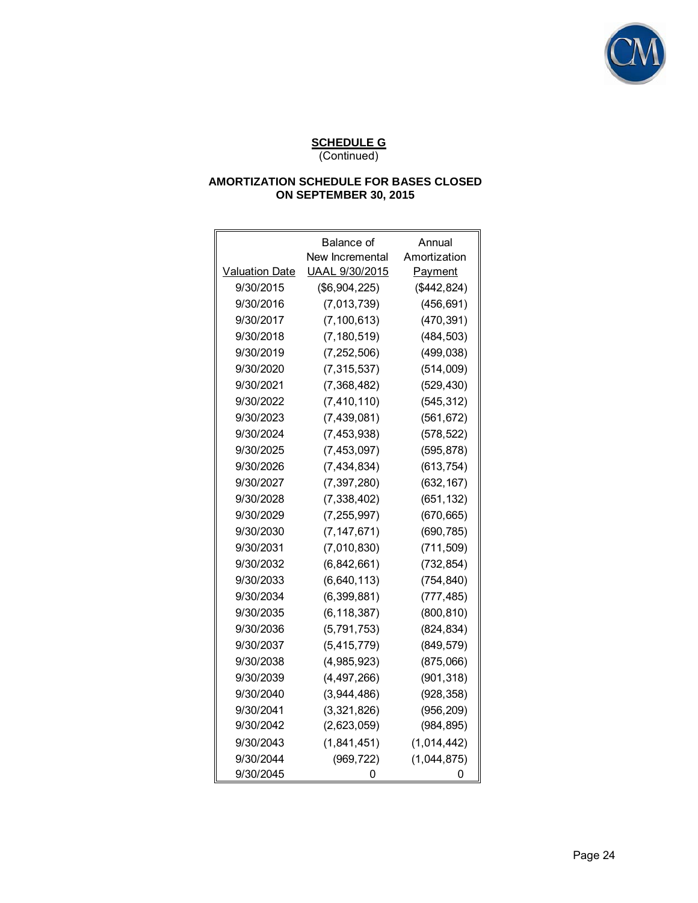**SCHEDULE G**
(Continued)

**AMORTIZATION SCHEDULE FOR BASES CLOSED ON SEPTEMBER 30, 2015**

| Valuation Date | Balance of New Incremental UAAL 9/30/2015 | Annual Amortization Payment |
|---|---|---|
| 9/30/2015 | ($6,904,225) | ($442,824) |
| 9/30/2016 | (7,013,739) | (456,691) |
| 9/30/2017 | (7,100,613) | (470,391) |
| 9/30/2018 | (7,180,519) | (484,503) |
| 9/30/2019 | (7,252,506) | (499,038) |
| 9/30/2020 | (7,315,537) | (514,009) |
| 9/30/2021 | (7,368,482) | (529,430) |
| 9/30/2022 | (7,410,110) | (545,312) |
| 9/30/2023 | (7,439,081) | (561,672) |
| 9/30/2024 | (7,453,938) | (578,522) |
| 9/30/2025 | (7,453,097) | (595,878) |
| 9/30/2026 | (7,434,834) | (613,754) |
| 9/30/2027 | (7,397,280) | (632,167) |
| 9/30/2028 | (7,338,402) | (651,132) |
| 9/30/2029 | (7,255,997) | (670,665) |
| 9/30/2030 | (7,147,671) | (690,785) |
| 9/30/2031 | (7,010,830) | (711,509) |
| 9/30/2032 | (6,842,661) | (732,854) |
| 9/30/2033 | (6,640,113) | (754,840) |
| 9/30/2034 | (6,399,881) | (777,485) |
| 9/30/2035 | (6,118,387) | (800,810) |
| 9/30/2036 | (5,791,753) | (824,834) |
| 9/30/2037 | (5,415,779) | (849,579) |
| 9/30/2038 | (4,985,923) | (875,066) |
| 9/30/2039 | (4,497,266) | (901,318) |
| 9/30/2040 | (3,944,486) | (928,358) |
| 9/30/2041 | (3,321,826) | (956,209) |
| 9/30/2042 | (2,623,059) | (984,895) |
| 9/30/2043 | (1,841,451) | (1,014,442) |
| 9/30/2044 | (969,722) | (1,044,875) |
| 9/30/2045 | 0 | 0 |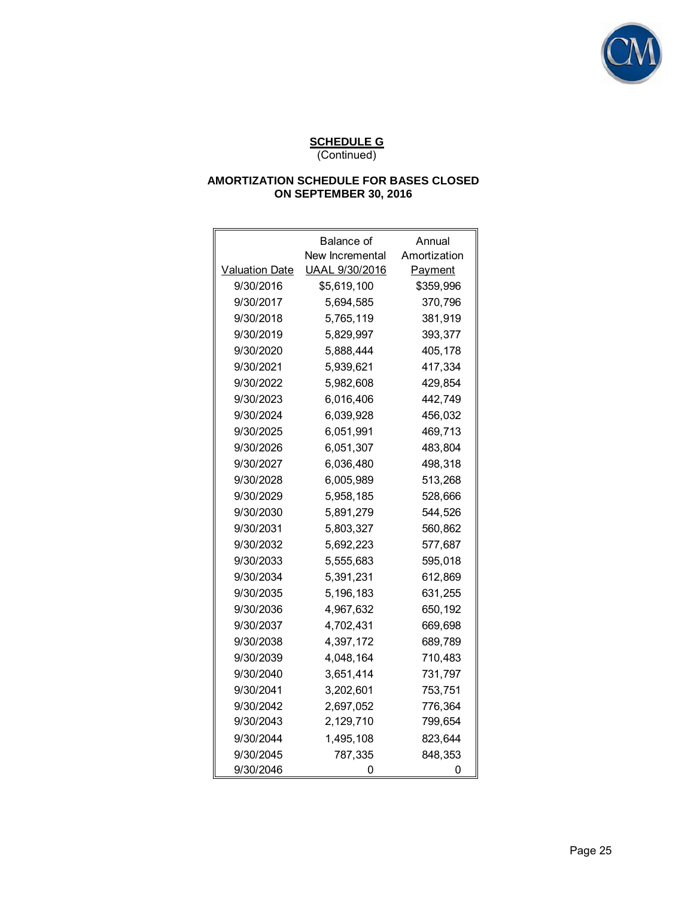**SCHEDULE G**
(Continued)

**AMORTIZATION SCHEDULE FOR BASES CLOSED ON SEPTEMBER 30, 2016**

| Valuation Date | Balance of New Incremental UAAL 9/30/2016 | Annual Amortization Payment |
|---|---|---|
| 9/30/2016 | $5,619,100 | $359,996 |
| 9/30/2017 | 5,694,585 | 370,796 |
| 9/30/2018 | 5,765,119 | 381,919 |
| 9/30/2019 | 5,829,997 | 393,377 |
| 9/30/2020 | 5,888,444 | 405,178 |
| 9/30/2021 | 5,939,621 | 417,334 |
| 9/30/2022 | 5,982,608 | 429,854 |
| 9/30/2023 | 6,016,406 | 442,749 |
| 9/30/2024 | 6,039,928 | 456,032 |
| 9/30/2025 | 6,051,991 | 469,713 |
| 9/30/2026 | 6,051,307 | 483,804 |
| 9/30/2027 | 6,036,480 | 498,318 |
| 9/30/2028 | 6,005,989 | 513,268 |
| 9/30/2029 | 5,958,185 | 528,666 |
| 9/30/2030 | 5,891,279 | 544,526 |
| 9/30/2031 | 5,803,327 | 560,862 |
| 9/30/2032 | 5,692,223 | 577,687 |
| 9/30/2033 | 5,555,683 | 595,018 |
| 9/30/2034 | 5,391,231 | 612,869 |
| 9/30/2035 | 5,196,183 | 631,255 |
| 9/30/2036 | 4,967,632 | 650,192 |
| 9/30/2037 | 4,702,431 | 669,698 |
| 9/30/2038 | 4,397,172 | 689,789 |
| 9/30/2039 | 4,048,164 | 710,483 |
| 9/30/2040 | 3,651,414 | 731,797 |
| 9/30/2041 | 3,202,601 | 753,751 |
| 9/30/2042 | 2,697,052 | 776,364 |
| 9/30/2043 | 2,129,710 | 799,654 |
| 9/30/2044 | 1,495,108 | 823,644 |
| 9/30/2045 | 787,335 | 848,353 |
| 9/30/2046 | 0 | 0 |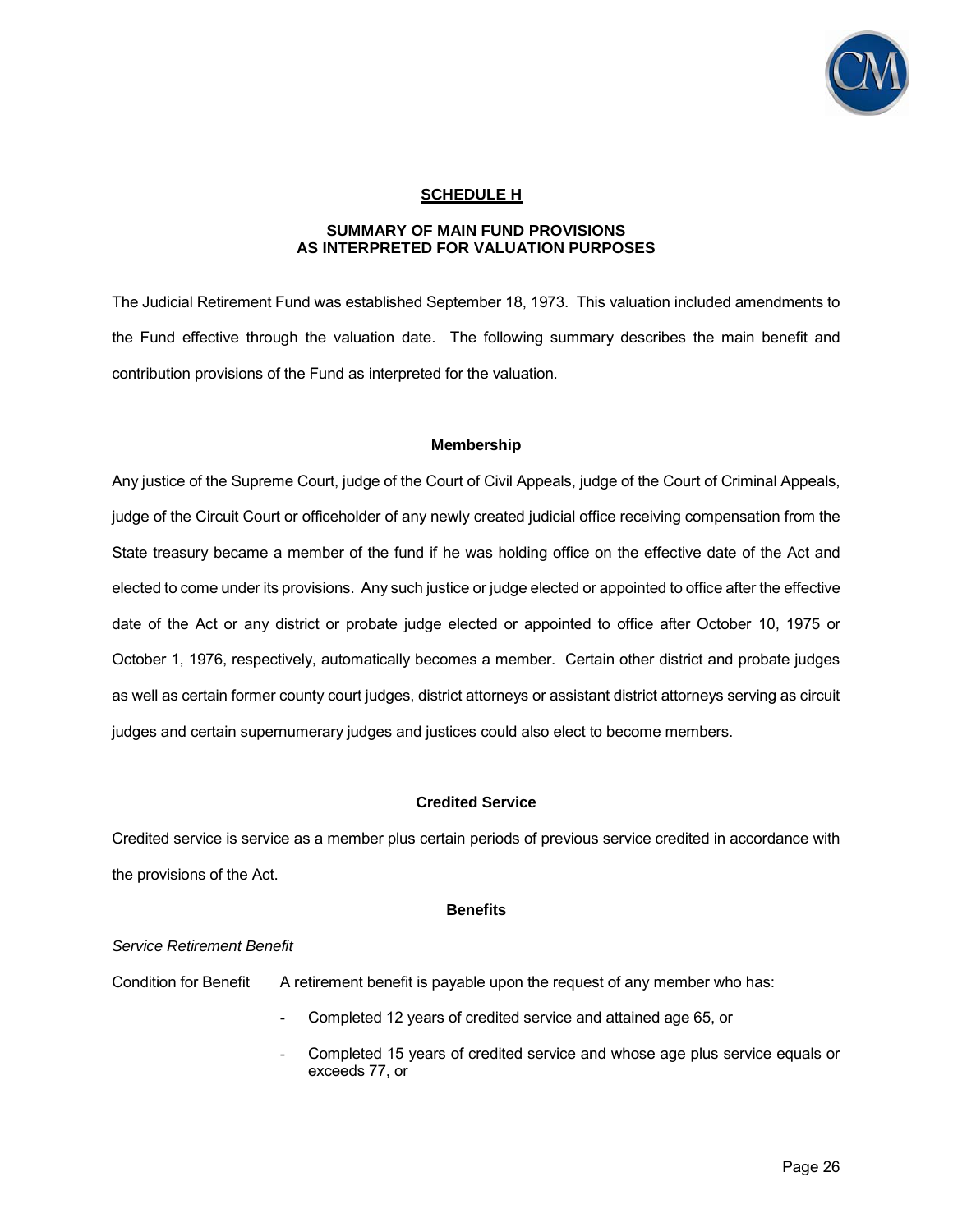## SCHEDULE H

### SUMMARY OF MAIN FUND PROVISIONS AS INTERPRETED FOR VALUATION PURPOSES

The Judicial Retirement Fund was established September 18, 1973. This valuation included amendments to the Fund effective through the valuation date. The following summary describes the main benefit and contribution provisions of the Fund as interpreted for the valuation.

#### Membership

Any justice of the Supreme Court, judge of the Court of Civil Appeals, judge of the Court of Criminal Appeals, judge of the Circuit Court or officeholder of any newly created judicial office receiving compensation from the State treasury became a member of the fund if he was holding office on the effective date of the Act and elected to come under its provisions. Any such justice or judge elected or appointed to office after the effective date of the Act or any district or probate judge elected or appointed to office after October 10, 1975 or October 1, 1976, respectively, automatically becomes a member. Certain other district and probate judges as well as certain former county court judges, district attorneys or assistant district attorneys serving as circuit judges and certain supernumerary judges and justices could also elect to become members.

#### Credited Service

Credited service is service as a member plus certain periods of previous service credited in accordance with the provisions of the Act.

#### Benefits

*Service Retirement Benefit*

Condition for Benefit: A retirement benefit is payable upon the request of any member who has:

- Completed 12 years of credited service and attained age 65, or
- Completed 15 years of credited service and whose age plus service equals or exceeds 77, or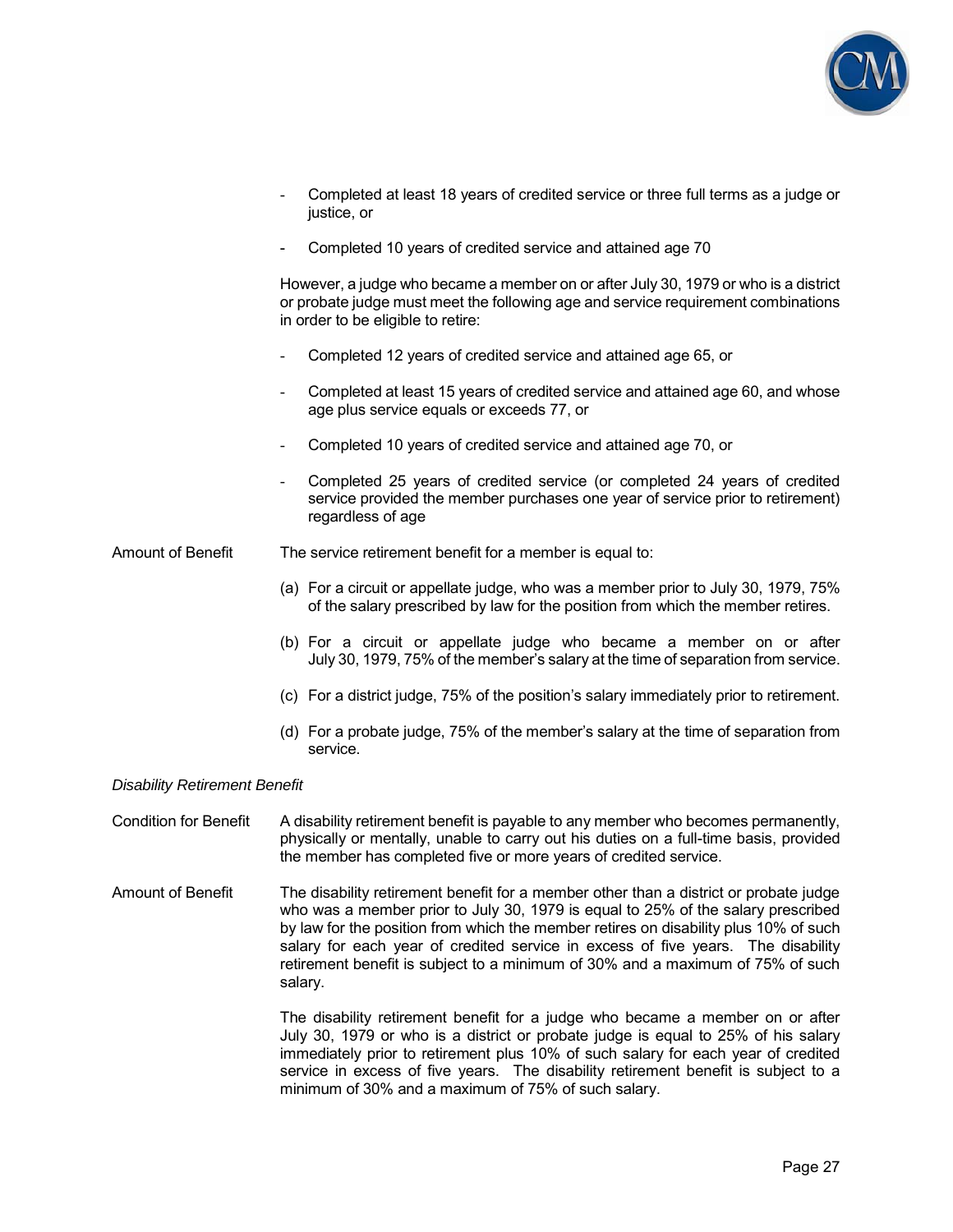- Completed at least 18 years of credited service or three full terms as a judge or justice, or
- Completed 10 years of credited service and attained age 70

However, a judge who became a member on or after July 30, 1979 or who is a district or probate judge must meet the following age and service requirement combinations in order to be eligible to retire:

- Completed 12 years of credited service and attained age 65, or
- Completed at least 15 years of credited service and attained age 60, and whose age plus service equals or exceeds 77, or
- Completed 10 years of credited service and attained age 70, or
- Completed 25 years of credited service (or completed 24 years of credited service provided the member purchases one year of service prior to retirement) regardless of age

**Amount of Benefit**

The service retirement benefit for a member is equal to:

(a) For a circuit or appellate judge, who was a member prior to July 30, 1979, 75% of the salary prescribed by law for the position from which the member retires.

(b) For a circuit or appellate judge who became a member on or after July 30, 1979, 75% of the member's salary at the time of separation from service.

(c) For a district judge, 75% of the position's salary immediately prior to retirement.

(d) For a probate judge, 75% of the member's salary at the time of separation from service.

*Disability Retirement Benefit*

**Condition for Benefit**

A disability retirement benefit is payable to any member who becomes permanently, physically or mentally, unable to carry out his duties on a full-time basis, provided the member has completed five or more years of credited service.

**Amount of Benefit**

The disability retirement benefit for a member other than a district or probate judge who was a member prior to July 30, 1979 is equal to 25% of the salary prescribed by law for the position from which the member retires on disability plus 10% of such salary for each year of credited service in excess of five years. The disability retirement benefit is subject to a minimum of 30% and a maximum of 75% of such salary.

The disability retirement benefit for a judge who became a member on or after July 30, 1979 or who is a district or probate judge is equal to 25% of his salary immediately prior to retirement plus 10% of such salary for each year of credited service in excess of five years. The disability retirement benefit is subject to a minimum of 30% and a maximum of 75% of such salary.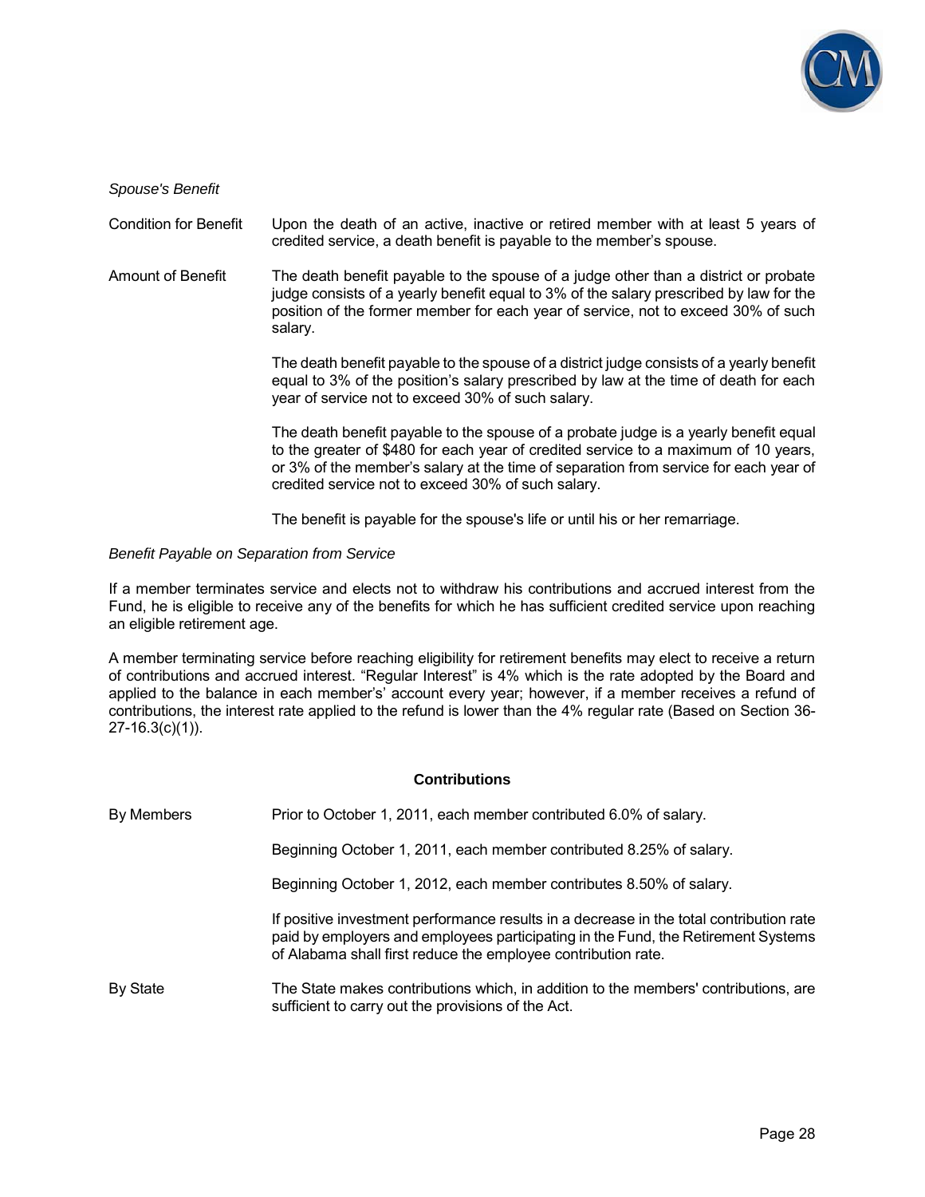*Spouse's Benefit*

| | |
|---|---|
| Condition for Benefit | Upon the death of an active, inactive or retired member with at least 5 years of credited service, a death benefit is payable to the member's spouse. |
| Amount of Benefit | The death benefit payable to the spouse of a judge other than a district or probate judge consists of a yearly benefit equal to 3% of the salary prescribed by law for the position of the former member for each year of service, not to exceed 30% of such salary.<br><br>The death benefit payable to the spouse of a district judge consists of a yearly benefit equal to 3% of the position's salary prescribed by law at the time of death for each year of service not to exceed 30% of such salary.<br><br>The death benefit payable to the spouse of a probate judge is a yearly benefit equal to the greater of $480 for each year of credited service to a maximum of 10 years, or 3% of the member's salary at the time of separation from service for each year of credited service not to exceed 30% of such salary.<br><br>The benefit is payable for the spouse's life or until his or her remarriage. |

*Benefit Payable on Separation from Service*

If a member terminates service and elects not to withdraw his contributions and accrued interest from the Fund, he is eligible to receive any of the benefits for which he has sufficient credited service upon reaching an eligible retirement age.

A member terminating service before reaching eligibility for retirement benefits may elect to receive a return of contributions and accrued interest. "Regular Interest" is 4% which is the rate adopted by the Board and applied to the balance in each member's' account every year; however, if a member receives a refund of contributions, the interest rate applied to the refund is lower than the 4% regular rate (Based on Section 36-27-16.3(c)(1)).

**Contributions**

| | |
|---|---|
| By Members | Prior to October 1, 2011, each member contributed 6.0% of salary.<br><br>Beginning October 1, 2011, each member contributed 8.25% of salary.<br><br>Beginning October 1, 2012, each member contributes 8.50% of salary.<br><br>If positive investment performance results in a decrease in the total contribution rate paid by employers and employees participating in the Fund, the Retirement Systems of Alabama shall first reduce the employee contribution rate. |
| By State | The State makes contributions which, in addition to the members' contributions, are sufficient to carry out the provisions of the Act. |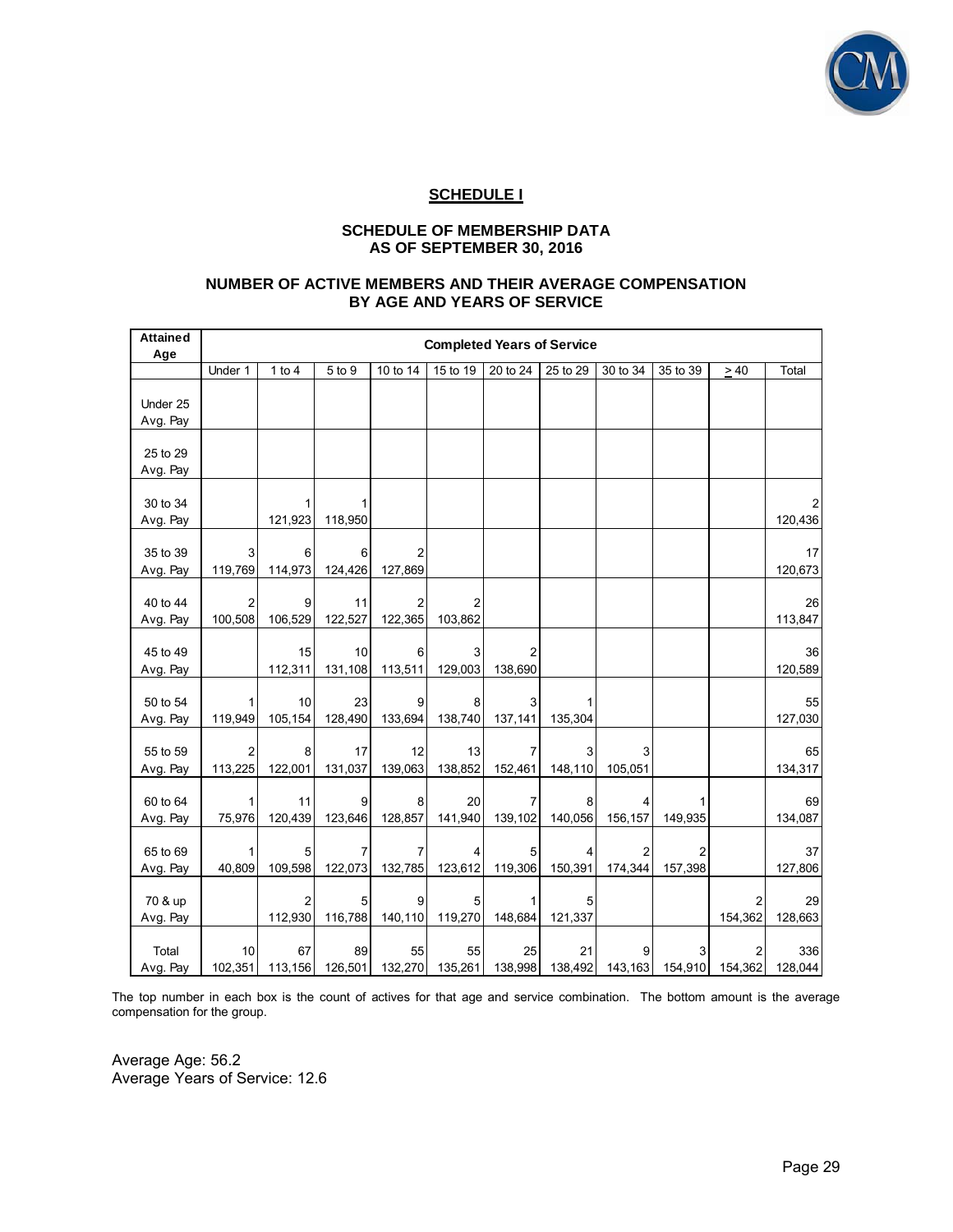## SCHEDULE I

### SCHEDULE OF MEMBERSHIP DATA AS OF SEPTEMBER 30, 2016

### NUMBER OF ACTIVE MEMBERS AND THEIR AVERAGE COMPENSATION BY AGE AND YEARS OF SERVICE

| Attained Age | Completed Years of Service | | | | | | | | | | |
|---|---|---|---|---|---|---|---|---|---|---|---|
| | Under 1 | 1 to 4 | 5 to 9 | 10 to 14 | 15 to 19 | 20 to 24 | 25 to 29 | 30 to 34 | 35 to 39 | ≥ 40 | Total |
| Under 25 | | | | | | | | | | | |
| Avg. Pay | | | | | | | | | | | |
| 25 to 29 | | | | | | | | | | | |
| Avg. Pay | | | | | | | | | | | |
| 30 to 34 | | 1 | 1 | | | | | | | | 2 |
| Avg. Pay | | 121,923 | 118,950 | | | | | | | | 120,436 |
| 35 to 39 | 3 | 6 | 6 | 2 | | | | | | | 17 |
| Avg. Pay | 119,769 | 114,973 | 124,426 | 127,869 | | | | | | | 120,673 |
| 40 to 44 | 2 | 9 | 11 | 2 | 2 | | | | | | 26 |
| Avg. Pay | 100,508 | 106,529 | 122,527 | 122,365 | 103,862 | | | | | | 113,847 |
| 45 to 49 | | 15 | 10 | 6 | 3 | 2 | | | | | 36 |
| Avg. Pay | | 112,311 | 131,108 | 113,511 | 129,003 | 138,690 | | | | | 120,589 |
| 50 to 54 | 1 | 10 | 23 | 9 | 8 | 3 | 1 | | | | 55 |
| Avg. Pay | 119,949 | 105,154 | 128,490 | 133,694 | 138,740 | 137,141 | 135,304 | | | | 127,030 |
| 55 to 59 | 2 | 8 | 17 | 12 | 13 | 7 | 3 | 3 | | | 65 |
| Avg. Pay | 113,225 | 122,001 | 131,037 | 139,063 | 138,852 | 152,461 | 148,110 | 105,051 | | | 134,317 |
| 60 to 64 | 1 | 11 | 9 | 8 | 20 | 7 | 8 | 4 | 1 | | 69 |
| Avg. Pay | 75,976 | 120,439 | 123,646 | 128,857 | 141,940 | 139,102 | 140,056 | 156,157 | 149,935 | | 134,087 |
| 65 to 69 | 1 | 5 | 7 | 7 | 4 | 5 | 4 | 2 | 2 | | 37 |
| Avg. Pay | 40,809 | 109,598 | 122,073 | 132,785 | 123,612 | 119,306 | 150,391 | 174,344 | 157,398 | | 127,806 |
| 70 & up | | 2 | 5 | 9 | 5 | 1 | 5 | | | 2 | 29 |
| Avg. Pay | | 112,930 | 116,788 | 140,110 | 119,270 | 148,684 | 121,337 | | | 154,362 | 128,663 |
| Total | 10 | 67 | 89 | 55 | 55 | 25 | 21 | 9 | 3 | 2 | 336 |
| Avg. Pay | 102,351 | 113,156 | 126,501 | 132,270 | 135,261 | 138,998 | 138,492 | 143,163 | 154,910 | 154,362 | 128,044 |

The top number in each box is the count of actives for that age and service combination. The bottom amount is the average compensation for the group.

Average Age: 56.2
Average Years of Service: 12.6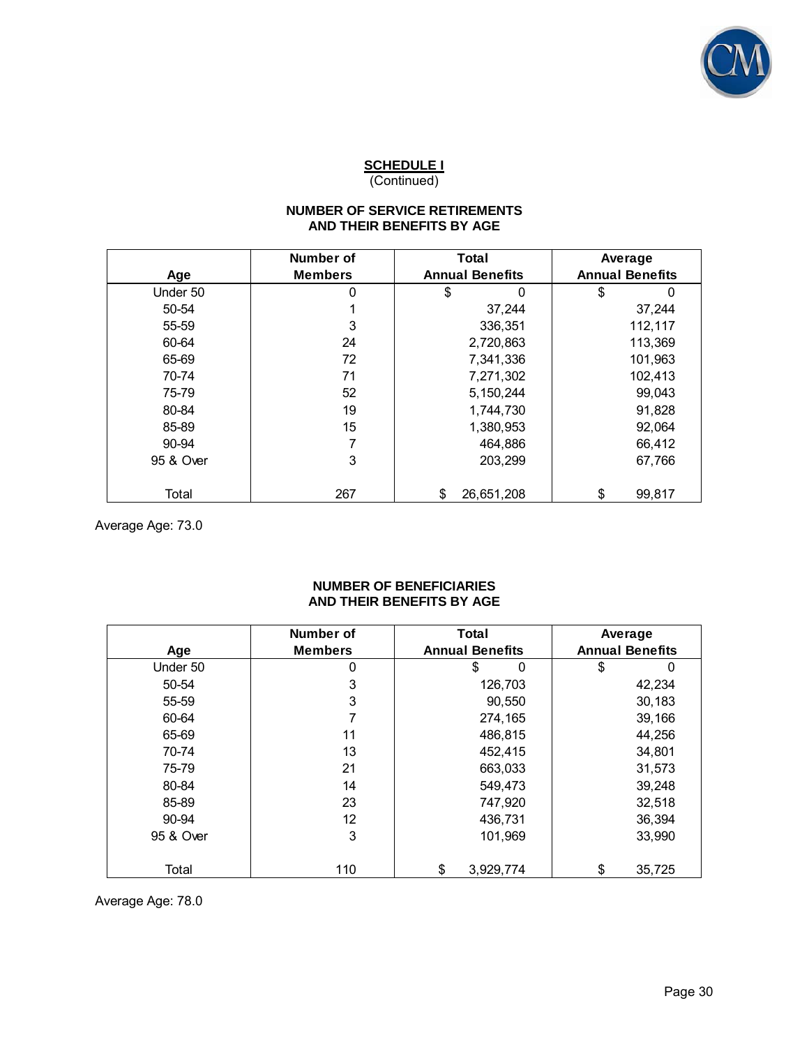**SCHEDULE I**
(Continued)

### NUMBER OF SERVICE RETIREMENTS AND THEIR BENEFITS BY AGE

| Age | Number of Members | Total Annual Benefits | Average Annual Benefits |
|---|---|---|---|
| Under 50 | 0 | $ 0 | $ 0 |
| 50-54 | 1 | 37,244 | 37,244 |
| 55-59 | 3 | 336,351 | 112,117 |
| 60-64 | 24 | 2,720,863 | 113,369 |
| 65-69 | 72 | 7,341,336 | 101,963 |
| 70-74 | 71 | 7,271,302 | 102,413 |
| 75-79 | 52 | 5,150,244 | 99,043 |
| 80-84 | 19 | 1,744,730 | 91,828 |
| 85-89 | 15 | 1,380,953 | 92,064 |
| 90-94 | 7 | 464,886 | 66,412 |
| 95 & Over | 3 | 203,299 | 67,766 |
| Total | 267 | $ 26,651,208 | $ 99,817 |

Average Age: 73.0

### NUMBER OF BENEFICIARIES AND THEIR BENEFITS BY AGE

| Age | Number of Members | Total Annual Benefits | Average Annual Benefits |
|---|---|---|---|
| Under 50 | 0 | $ 0 | $ 0 |
| 50-54 | 3 | 126,703 | 42,234 |
| 55-59 | 3 | 90,550 | 30,183 |
| 60-64 | 7 | 274,165 | 39,166 |
| 65-69 | 11 | 486,815 | 44,256 |
| 70-74 | 13 | 452,415 | 34,801 |
| 75-79 | 21 | 663,033 | 31,573 |
| 80-84 | 14 | 549,473 | 39,248 |
| 85-89 | 23 | 747,920 | 32,518 |
| 90-94 | 12 | 436,731 | 36,394 |
| 95 & Over | 3 | 101,969 | 33,990 |
| Total | 110 | $ 3,929,774 | $ 35,725 |

Average Age: 78.0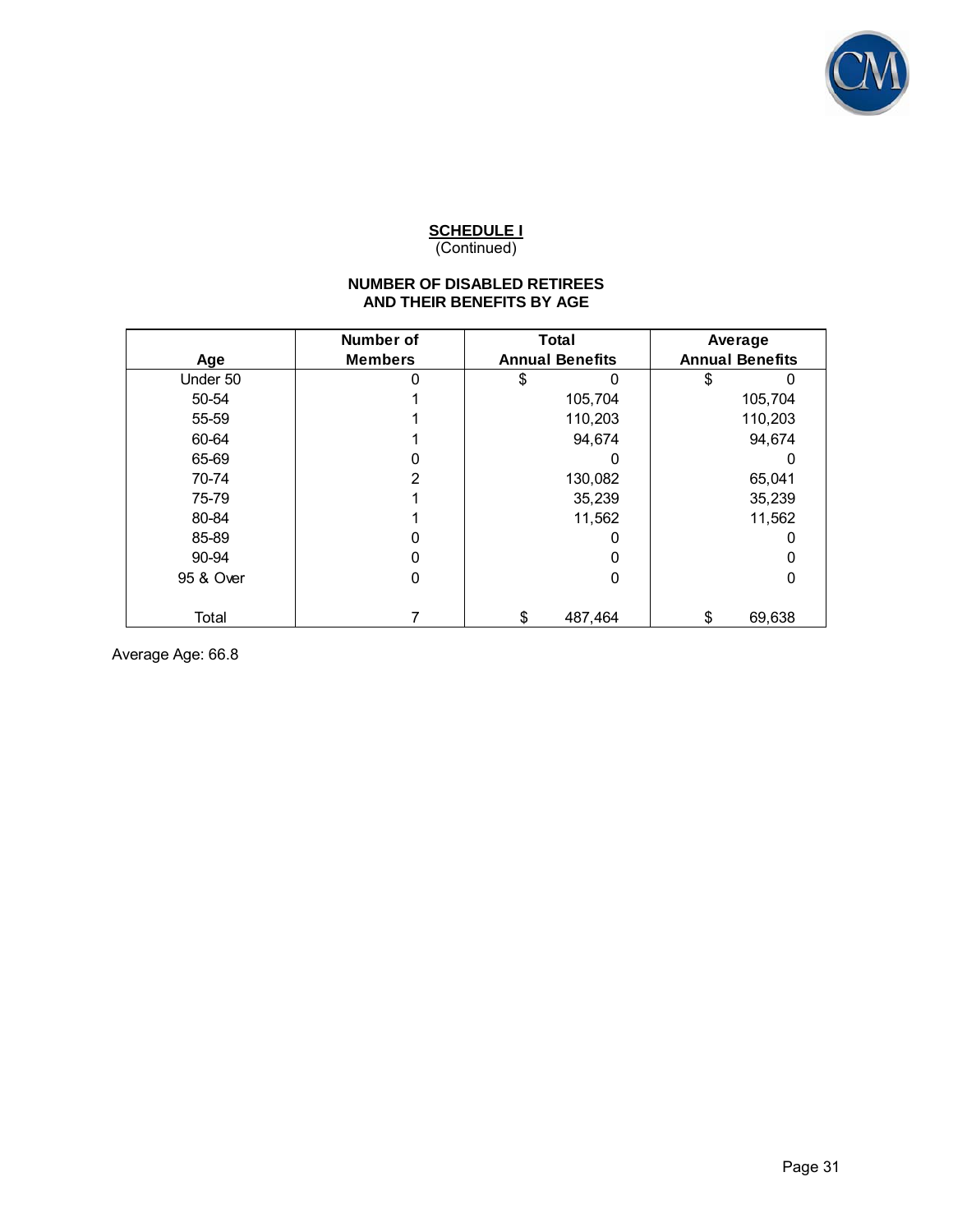**SCHEDULE I**
(Continued)

**NUMBER OF DISABLED RETIREES AND THEIR BENEFITS BY AGE**

| Age | Number of Members | Total Annual Benefits | Average Annual Benefits |
|---|---|---|---|
| Under 50 | 0 | $ 0 | $ 0 |
| 50-54 | 1 | 105,704 | 105,704 |
| 55-59 | 1 | 110,203 | 110,203 |
| 60-64 | 1 | 94,674 | 94,674 |
| 65-69 | 0 | 0 | 0 |
| 70-74 | 2 | 130,082 | 65,041 |
| 75-79 | 1 | 35,239 | 35,239 |
| 80-84 | 1 | 11,562 | 11,562 |
| 85-89 | 0 | 0 | 0 |
| 90-94 | 0 | 0 | 0 |
| 95 & Over | 0 | 0 | 0 |
| Total | 7 | $ 487,464 | $ 69,638 |

Average Age: 66.8